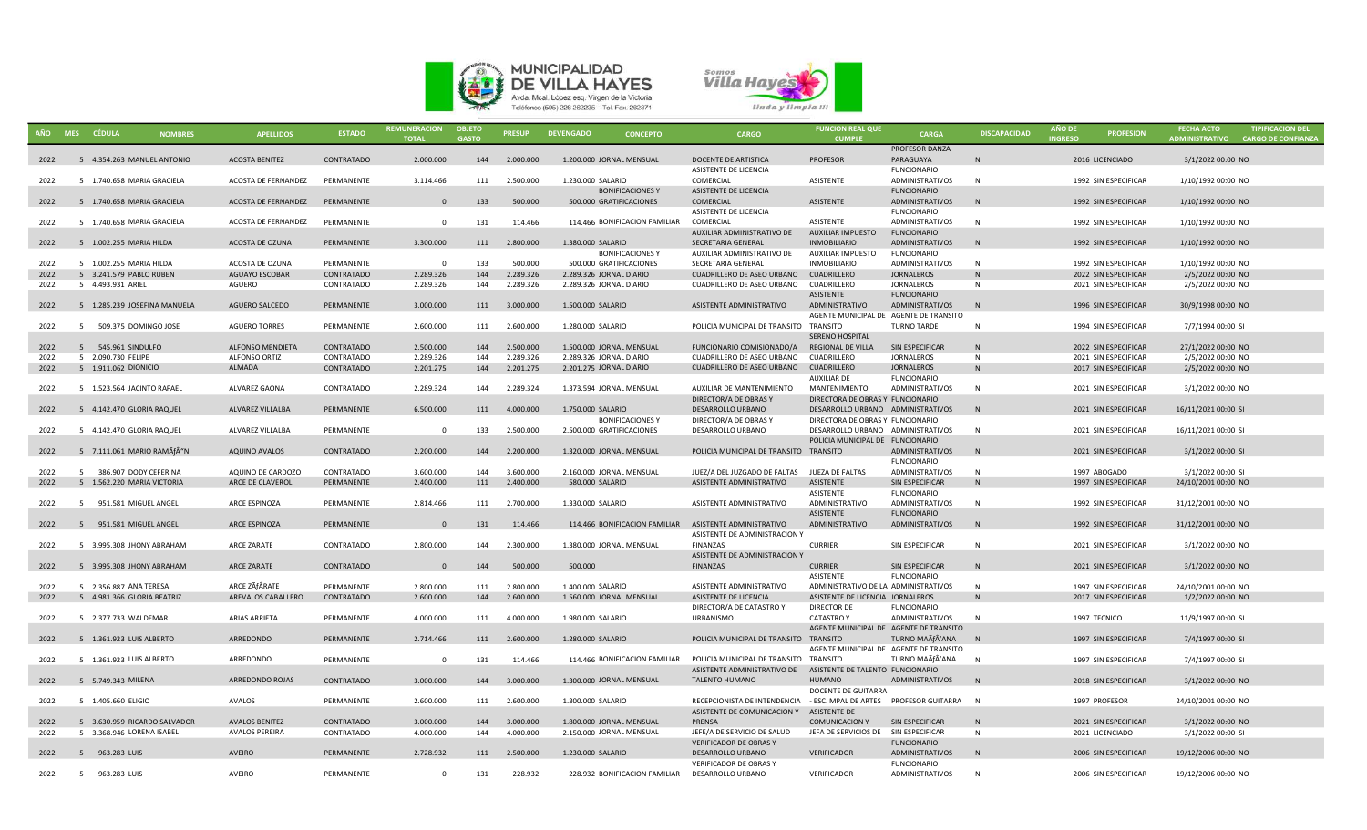# MUNICIPALIDAD DE VILLA HAYES

Avda. Mcal. López esq. Virgen de la Victoria
Teléfonos (595) 226 262235 – Tel. Fax. 262871

Somos Villa Hayes — linda y limpia !!!

| AÑO | MES | CÉDULA | NOMBRES | APELLIDOS | ESTADO | REMUNERACION TOTAL | OBJETO GASTO | PRESUP | DEVENGADO | CONCEPTO | CARGO | FUNCION REAL QUE CUMPLE | CARGA | DISCAPACIDAD | AÑO DE INGRESO | PROFESION | FECHA ACTO ADMINISTRATIVO | TIPIFICACION DEL CARGO DE CONFIANZA |
|---|---|---|---|---|---|---|---|---|---|---|---|---|---|---|---|---|---|---|
| 2022 | 5 | 4.354.263 | MARIA ANTONIO | ACOSTA BENITEZ | CONTRATADO | 2.000.000 | 144 | 2.000.000 | 1.200.000 | JORNAL MENSUAL | DOCENTE DE ARTISTICA | PROFESOR | PROFESOR DANZA PARAGUAYA | N | 2016 | LICENCIADO | 3/1/2022 00:00 | NO |
| 2022 | 5 | 1.740.658 | MARIA GRACIELA | ACOSTA DE FERNANDEZ | PERMANENTE | 3.114.466 | 111 | 2.500.000 | 1.230.000 | SALARIO | ASISTENTE DE LICENCIA COMERCIAL | ASISTENTE | FUNCIONARIO ADMINISTRATIVOS | N | 1992 | SIN ESPECIFICAR | 1/10/1992 00:00 | NO |
| 2022 | 5 | 1.740.658 | MARIA GRACIELA | ACOSTA DE FERNANDEZ | PERMANENTE | 0 | 133 | 500.000 | 500.000 | BONIFICACIONES Y GRATIFICACIONES | ASISTENTE DE LICENCIA COMERCIAL | ASISTENTE | FUNCIONARIO ADMINISTRATIVOS | N | 1992 | SIN ESPECIFICAR | 1/10/1992 00:00 | NO |
| 2022 | 5 | 1.740.658 | MARIA GRACIELA | ACOSTA DE FERNANDEZ | PERMANENTE | 0 | 131 | 114.466 | 114.466 | BONIFICACION FAMILIAR | ASISTENTE DE LICENCIA COMERCIAL | ASISTENTE | FUNCIONARIO ADMINISTRATIVOS | N | 1992 | SIN ESPECIFICAR | 1/10/1992 00:00 | NO |
| 2022 | 5 | 1.002.255 | MARIA HILDA | ACOSTA DE OZUNA | PERMANENTE | 3.300.000 | 111 | 2.800.000 | 1.380.000 | SALARIO | AUXILIAR ADMINISTRATIVO DE SECRETARIA GENERAL | AUXILIAR IMPUESTO INMOBILIARIO | FUNCIONARIO ADMINISTRATIVOS | N | 1992 | SIN ESPECIFICAR | 1/10/1992 00:00 | NO |
| 2022 | 5 | 1.002.255 | MARIA HILDA | ACOSTA DE OZUNA | PERMANENTE | 0 | 133 | 500.000 | 500.000 | BONIFICACIONES Y GRATIFICACIONES | AUXILIAR ADMINISTRATIVO DE SECRETARIA GENERAL | AUXILIAR IMPUESTO INMOBILIARIO | FUNCIONARIO ADMINISTRATIVOS | N | 1992 | SIN ESPECIFICAR | 1/10/1992 00:00 | NO |
| 2022 | 5 | 3.241.579 | PABLO RUBEN | AGUAYO ESCOBAR | CONTRATADO | 2.289.326 | 144 | 2.289.326 | 2.289.326 | JORNAL DIARIO | CUADRILLERO DE ASEO URBANO | CUADRILLERO | JORNALEROS | N | 2022 | SIN ESPECIFICAR | 2/5/2022 00:00 | NO |
| 2022 | 5 | 4.493.931 | ARIEL | AGUERO | CONTRATADO | 2.289.326 | 144 | 2.289.326 | 2.289.326 | JORNAL DIARIO | CUADRILLERO DE ASEO URBANO | CUADRILLERO | JORNALEROS | N | 2021 | SIN ESPECIFICAR | 2/5/2022 00:00 | NO |
| 2022 | 5 | 1.285.239 | JOSEFINA MANUELA | AGUERO SALCEDO | PERMANENTE | 3.000.000 | 111 | 3.000.000 | 1.500.000 | SALARIO | ASISTENTE ADMINISTRATIVO | ASISTENTE ADMINISTRATIVO | FUNCIONARIO ADMINISTRATIVOS | N | 1996 | SIN ESPECIFICAR | 30/9/1998 00:00 | NO |
| 2022 | 5 | 509.375 | DOMINGO JOSE | AGUERO TORRES | PERMANENTE | 2.600.000 | 111 | 2.600.000 | 1.280.000 | SALARIO | POLICIA MUNICIPAL DE TRANSITO | AGENTE MUNICIPAL DE TRANSITO | AGENTE DE TRANSITO TURNO TARDE | N | 1994 | SIN ESPECIFICAR | 7/7/1994 00:00 | SI |
| 2022 | 5 | 545.961 | SINDULFO | ALFONSO MENDIETA | CONTRATADO | 2.500.000 | 144 | 2.500.000 | 1.500.000 | JORNAL MENSUAL | FUNCIONARIO COMISIONADO/A | SERENO HOSPITAL REGIONAL DE VILLA | SIN ESPECIFICAR | N | 2022 | SIN ESPECIFICAR | 27/1/2022 00:00 | NO |
| 2022 | 5 | 2.090.730 | FELIPE | ALFONSO ORTIZ | CONTRATADO | 2.289.326 | 144 | 2.289.326 | 2.289.326 | JORNAL DIARIO | CUADRILLERO DE ASEO URBANO | CUADRILLERO | JORNALEROS | N | 2021 | SIN ESPECIFICAR | 2/5/2022 00:00 | NO |
| 2022 | 5 | 1.911.062 | DIONICIO | ALMADA | CONTRATADO | 2.201.275 | 144 | 2.201.275 | 2.201.275 | JORNAL DIARIO | CUADRILLERO DE ASEO URBANO | CUADRILLERO | JORNALEROS | N | 2017 | SIN ESPECIFICAR | 2/5/2022 00:00 | NO |
| 2022 | 5 | 1.523.564 | JACINTO RAFAEL | ALVAREZ GAONA | CONTRATADO | 2.289.324 | 144 | 2.289.324 | 1.373.594 | JORNAL MENSUAL | AUXILIAR DE MANTENIMIENTO | AUXILIAR DE MANTENIMIENTO | FUNCIONARIO ADMINISTRATIVOS | N | 2021 | SIN ESPECIFICAR | 3/1/2022 00:00 | NO |
| 2022 | 5 | 4.142.470 | GLORIA RAQUEL | ALVAREZ VILLALBA | PERMANENTE | 6.500.000 | 111 | 4.000.000 | 1.750.000 | SALARIO | DIRECTOR/A DE OBRAS Y DESARROLLO URBANO | DIRECTORA DE OBRAS Y DESARROLLO URBANO | FUNCIONARIO ADMINISTRATIVOS | N | 2021 | SIN ESPECIFICAR | 16/11/2021 00:00 | SI |
| 2022 | 5 | 4.142.470 | GLORIA RAQUEL | ALVAREZ VILLALBA | PERMANENTE | 0 | 133 | 2.500.000 | 2.500.000 | BONIFICACIONES Y GRATIFICACIONES | DIRECTOR/A DE OBRAS Y DESARROLLO URBANO | DIRECTORA DE OBRAS Y DESARROLLO URBANO | FUNCIONARIO ADMINISTRATIVOS | N | 2021 | SIN ESPECIFICAR | 16/11/2021 00:00 | SI |
| 2022 | 5 | 7.111.061 | MARIO RAMÃƒÂ“N | AQUINO AVALOS | CONTRATADO | 2.200.000 | 144 | 2.200.000 | 1.320.000 | JORNAL MENSUAL | POLICIA MUNICIPAL DE TRANSITO | POLICIA MUNICIPAL DE TRANSITO | FUNCIONARIO ADMINISTRATIVOS | N | 2021 | SIN ESPECIFICAR | 3/1/2022 00:00 | SI |
| 2022 | 5 | 386.907 | DODY CEFERINA | AQUINO DE CARDOZO | CONTRATADO | 3.600.000 | 144 | 3.600.000 | 2.160.000 | JORNAL MENSUAL | JUEZ/A DEL JUZGADO DE FALTAS | JUEZA DE FALTAS | FUNCIONARIO ADMINISTRATIVOS | N | 1997 | ABOGADO | 3/1/2022 00:00 | SI |
| 2022 | 5 | 1.562.220 | MARIA VICTORIA | ARCE DE CLAVEROL | PERMANENTE | 2.400.000 | 111 | 2.400.000 | 580.000 | SALARIO | ASISTENTE ADMINISTRATIVO | ASISTENTE | SIN ESPECIFICAR | N | 1997 | SIN ESPECIFICAR | 24/10/2001 00:00 | NO |
| 2022 | 5 | 951.581 | MIGUEL ANGEL | ARCE ESPINOZA | PERMANENTE | 2.814.466 | 111 | 2.700.000 | 1.330.000 | SALARIO | ASISTENTE ADMINISTRATIVO | ASISTENTE ADMINISTRATIVO | FUNCIONARIO ADMINISTRATIVOS | N | 1992 | SIN ESPECIFICAR | 31/12/2001 00:00 | NO |
| 2022 | 5 | 951.581 | MIGUEL ANGEL | ARCE ESPINOZA | PERMANENTE | 0 | 131 | 114.466 | 114.466 | BONIFICACION FAMILIAR | ASISTENTE ADMINISTRATIVO | ASISTENTE ADMINISTRATIVO | FUNCIONARIO ADMINISTRATIVOS | N | 1992 | SIN ESPECIFICAR | 31/12/2001 00:00 | NO |
| 2022 | 5 | 3.995.308 | JHONY ABRAHAM | ARCE ZARATE | CONTRATADO | 2.800.000 | 144 | 2.300.000 | 1.380.000 | JORNAL MENSUAL | ASISTENTE DE ADMINISTRACION Y FINANZAS | CURRIER | SIN ESPECIFICAR | N | 2021 | SIN ESPECIFICAR | 3/1/2022 00:00 | NO |
| 2022 | 5 | 3.995.308 | JHONY ABRAHAM | ARCE ZARATE | CONTRATADO | 0 | 144 | 500.000 | 500.000 | | ASISTENTE DE ADMINISTRACION Y FINANZAS | CURRIER | SIN ESPECIFICAR | N | 2021 | SIN ESPECIFICAR | 3/1/2022 00:00 | NO |
| 2022 | 5 | 2.356.887 | ANA TERESA | ARCE ZÃƒÂRATE | PERMANENTE | 2.800.000 | 111 | 2.800.000 | 1.400.000 | SALARIO | ASISTENTE ADMINISTRATIVO | ASISTENTE ADMINISTRATIVO DE LA | FUNCIONARIO ADMINISTRATIVOS | N | 1997 | SIN ESPECIFICAR | 24/10/2001 00:00 | NO |
| 2022 | 5 | 4.981.366 | GLORIA BEATRIZ | AREVALOS CABALLERO | CONTRATADO | 2.600.000 | 144 | 2.600.000 | 1.560.000 | JORNAL MENSUAL | ASISTENTE DE LICENCIA | ASISTENTE DE LICENCIA | JORNALEROS | N | 2017 | SIN ESPECIFICAR | 1/2/2022 00:00 | NO |
| 2022 | 5 | 2.377.733 | WALDEMAR | ARIAS ARRIETA | PERMANENTE | 4.000.000 | 111 | 4.000.000 | 1.980.000 | SALARIO | DIRECTOR/A DE CATASTRO Y URBANISMO | DIRECTOR DE CATASTRO Y | FUNCIONARIO ADMINISTRATIVOS | N | 1997 | TECNICO | 11/9/1997 00:00 | SI |
| 2022 | 5 | 1.361.923 | LUIS ALBERTO | ARREDONDO | PERMANENTE | 2.714.466 | 111 | 2.600.000 | 1.280.000 | SALARIO | POLICIA MUNICIPAL DE TRANSITO | AGENTE MUNICIPAL DE TRANSITO | AGENTE DE TRANSITO TURNO MAÃƒÂ'ANA | N | 1997 | SIN ESPECIFICAR | 7/4/1997 00:00 | SI |
| 2022 | 5 | 1.361.923 | LUIS ALBERTO | ARREDONDO | PERMANENTE | 0 | 131 | 114.466 | 114.466 | BONIFICACION FAMILIAR | POLICIA MUNICIPAL DE TRANSITO | AGENTE MUNICIPAL DE TRANSITO | AGENTE DE TRANSITO TURNO MAÃƒÂ'ANA | N | 1997 | SIN ESPECIFICAR | 7/4/1997 00:00 | SI |
| 2022 | 5 | 5.749.343 | MILENA | ARREDONDO ROJAS | CONTRATADO | 3.000.000 | 144 | 3.000.000 | 1.300.000 | JORNAL MENSUAL | ASISTENTE ADMINISTRATIVO DE TALENTO HUMANO | ASISTENTE DE TALENTO HUMANO | FUNCIONARIO ADMINISTRATIVOS | N | 2018 | SIN ESPECIFICAR | 3/1/2022 00:00 | NO |
| 2022 | 5 | 1.405.660 | ELIGIO | AVALOS | PERMANENTE | 2.600.000 | 111 | 2.600.000 | 1.300.000 | SALARIO | RECEPCIONISTA DE INTENDENCIA | DOCENTE DE GUITARRA - ESC. MPAL DE ARTES | PROFESOR GUITARRA | N | 1997 | PROFESOR | 24/10/2001 00:00 | NO |
| 2022 | 5 | 3.630.959 | RICARDO SALVADOR | AVALOS BENITEZ | CONTRATADO | 3.000.000 | 144 | 3.000.000 | 1.800.000 | JORNAL MENSUAL | ASISTENTE DE COMUNICACION Y PRENSA | ASISTENTE DE COMUNICACION Y | SIN ESPECIFICAR | N | 2021 | SIN ESPECIFICAR | 3/1/2022 00:00 | NO |
| 2022 | 5 | 3.368.946 | LORENA ISABEL | AVALOS PEREIRA | CONTRATADO | 4.000.000 | 144 | 4.000.000 | 2.150.000 | JORNAL MENSUAL | JEFE/A DE SERVICIO DE SALUD | JEFA DE SERVICIOS DE | SIN ESPECIFICAR | N | 2021 | LICENCIADO | 3/1/2022 00:00 | SI |
| 2022 | 5 | 963.283 | LUIS | AVEIRO | PERMANENTE | 2.728.932 | 111 | 2.500.000 | 1.230.000 | SALARIO | VERIFICADOR DE OBRAS Y DESARROLLO URBANO | VERIFICADOR | FUNCIONARIO ADMINISTRATIVOS | N | 2006 | SIN ESPECIFICAR | 19/12/2006 00:00 | NO |
| 2022 | 5 | 963.283 | LUIS | AVEIRO | PERMANENTE | 0 | 131 | 228.932 | 228.932 | BONIFICACION FAMILIAR | VERIFICADOR DE OBRAS Y DESARROLLO URBANO | VERIFICADOR | FUNCIONARIO ADMINISTRATIVOS | N | 2006 | SIN ESPECIFICAR | 19/12/2006 00:00 | NO |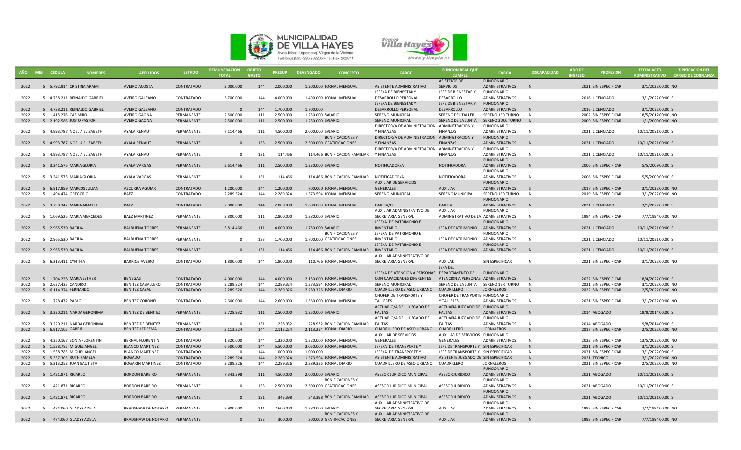MUNICIPALIDAD DE VILLA HAYES
Avda. Mcal. López esq. Virgen de la Victoria
Teléfonos (595) 226 262235 – Tel. Fax. 262871

Somos Villa Hayes linda y limpia !!!

| AÑO | MES | CÉDULA | NOMBRES | APELLIDOS | ESTADO | REMUNERACION TOTAL | OBJETO GASTO | PRESUP | DEVENGADO | CONCEPTO | CARGO | FUNCION REAL QUE CUMPLE | CARGA | DISCAPACIDAD | AÑO DE INGRESO | PROFESION | FECHA ACTO ADMINISTRATIVO | TIPIFICACION DEL CARGO DE CONFIANZA |
|---|---|---|---|---|---|---|---|---|---|---|---|---|---|---|---|---|---|---|
| 2022 | 5 | 5.792.914 | CRISTINA ARAMI | AVEIRO ACOSTA | CONTRATADO | 2.000.000 | 144 | 2.000.000 | 1.200.000 | JORNAL MENSUAL | ASISTENTE ADMINISTRATIVO | ASISTENTE DE SERVICIOS | FUNCIONARIO ADMINISTRATIVOS | N | 2021 | SIN ESPECIFICAR | 3/1/2022 00:00 | NO |
| 2022 | 5 | 4.738.211 | REINALDO GABRIEL | AVEIRO GALEANO | CONTRATADO | 5.700.000 | 144 | 4.000.000 | 1.490.000 | JORNAL MENSUAL | JEFE/A DE BIENESTAR Y DESARROLLO PERSONAL | JEFE DE BIENESTAR Y DESARROLLO | FUNCIONARIO ADMINISTRATIVOS | N | 2016 | LICENCIADO | 3/1/2022 00:00 | SI |
| 2022 | 5 | 4.738.211 | REINALDO GABRIEL | AVEIRO GALEANO | CONTRATADO | 0 | 144 | 1.700.000 | 1.700.000 | | JEFE/A DE BIENESTAR Y DESARROLLO PERSONAL | JEFE DE BIENESTAR Y DESARROLLO | FUNCIONARIO ADMINISTRATIVOS | N | 2016 | LICENCIADO | 3/1/2022 00:00 | SI |
| 2022 | 5 | 1.415.276 | CASIMIRO | AVEIRO GAONA | PERMANENTE | 2.500.000 | 111 | 2.500.000 | 1.250.000 | SALARIO | SERENO MUNICIPAL | SERENO DEL TALLER | SERENO 1ER TURNO | N | 2002 | SIN ESPECIFICAR | 18/5/2012 00:00 | NO |
| 2022 | 5 | 2.192.586 | JUSTO PASTOR | AVEIRO GAONA | PERMANENTE | 2.500.000 | 111 | 2.500.000 | 1.250.000 | SALARIO | SERENO MUNICIPAL | SERENO DE LA JUNTA | SERENO 2DO. TURNO | N | 2009 | SIN ESPECIFICAR | 1/1/2009 00:00 | NO |
| 2022 | 5 | 4.993.787 | NOELIA ELIZABETH | AYALA RENAUT | PERMANENTE | 7.114.466 | 111 | 4.500.000 | 2.000.000 | SALARIO | DIRECTOR/A DE ADMINISTRACION Y FINANZAS | ADMINISTRACION Y FINANZAS | FUNCIONARIO ADMINISTRATIVOS | N | 2021 | LICENCIADO | 10/11/2021 00:00 | SI |
| 2022 | 5 | 4.993.787 | NOELIA ELIZABETH | AYALA RENAUT | PERMANENTE | 0 | 133 | 2.500.000 | 2.500.000 | BONIFICACIONES Y GRATIFICACIONES | DIRECTOR/A DE ADMINISTRACION Y FINANZAS | ADMINISTRACION Y FINANZAS | FUNCIONARIO ADMINISTRATIVOS | N | 2021 | LICENCIADO | 10/11/2021 00:00 | SI |
| 2022 | 5 | 4.993.787 | NOELIA ELIZABETH | AYALA RENAUT | PERMANENTE | 0 | 131 | 114.466 | 114.466 | BONIFICACION FAMILIAR | DIRECTOR/A DE ADMINISTRACION Y FINANZAS | ADMINISTRACION Y FINANZAS | FUNCIONARIO ADMINISTRATIVOS | N | 2021 | LICENCIADO | 10/11/2021 00:00 | SI |
| 2022 | 5 | 3.241.575 | MARIA GLORIA | AYALA VARGAS | PERMANENTE | 2.614.466 | 111 | 2.500.000 | 1.230.000 | SALARIO | NOTIFICADOR/A | NOTIFICADORA | FUNCIONARIO ADMINISTRATIVOS | N | 2006 | SIN ESPECIFICAR | 5/5/2009 00:00 | SI |
| 2022 | 5 | 3.241.575 | MARIA GLORIA | AYALA VARGAS | PERMANENTE | 0 | 131 | 114.466 | 114.466 | BONIFICACION FAMILIAR | NOTIFICADOR/A | NOTIFICADORA | FUNCIONARIO ADMINISTRATIVOS | N | 2006 | SIN ESPECIFICAR | 5/5/2009 00:00 | SI |
| 2022 | 5 | 6.917.959 | MARCOS JULIAN | AZCURRA AGUIAR | CONTRATADO | 1.200.000 | 144 | 1.200.000 | 700.000 | JORNAL MENSUAL | AUXILIAR DE SERVICIOS GENERALES | AUXILIAR | FUNCIONARIO ADMINISTRATIVOS | S | 2017 | SIN ESPECIFICAR | 3/1/2022 00:00 | NO |
| 2022 | 5 | 1.494.474 | GREGORIO | BAEZ | CONTRATADO | 2.289.324 | 144 | 2.289.324 | 1.373.594 | JORNAL MENSUAL | SERENO MUNICIPAL | SERENO MUNICIPAL | SERENO 1ER TURNO | N | 2019 | SIN ESPECIFICAR | 3/1/2022 00:00 | NO |
| 2022 | 5 | 3.798.342 | MARIA ARACELI | BAEZ | CONTRATADO | 2.800.000 | 144 | 2.800.000 | 1.680.000 | JORNAL MENSUAL | CAJERA/O | CAJERA | FUNCIONARIO ADMINISTRATIVOS | N | 2021 | LICENCIADO | 3/1/2022 00:00 | SI |
| 2022 | 5 | 1.069.525 | MARIA MERCEDES | BAEZ MARTINEZ | PERMANENTE | 2.800.000 | 111 | 2.800.000 | 1.380.000 | SALARIO | AUXILIAR ADMINISTRATIVO DE SECRETARIA GENERAL | AUXILIAR ADMINISTRATIVO DE LA | FUNCIONARIO ADMINISTRATIVOS | N | 1994 | SIN ESPECIFICAR | 7/7/1994 00:00 | NO |
| 2022 | 5 | 2.965.530 | BACILIA | BALBUENA TORRES | PERMANENTE | 5.814.466 | 111 | 4.000.000 | 1.750.000 | SALARIO | JEFE/A DE PATRIMONIO E INVENTARIO | JEFA DE PATRIMONIO | FUNCIONARIO ADMINISTRATIVOS | N | 2021 | LICENCIADO | 10/11/2021 00:00 | SI |
| 2022 | 5 | 2.965.530 | BACILIA | BALBUENA TORRES | PERMANENTE | 0 | 133 | 1.700.000 | 1.700.000 | BONIFICACIONES Y GRATIFICACIONES | JEFE/A DE PATRIMONIO E INVENTARIO | JEFA DE PATRIMONIO | FUNCIONARIO ADMINISTRATIVOS | N | 2021 | LICENCIADO | 10/11/2021 00:00 | SI |
| 2022 | 5 | 2.965.530 | BACILIA | BALBUENA TORRES | PERMANENTE | 0 | 131 | 114.466 | 114.466 | BONIFICACION FAMILIAR | JEFE/A DE PATRIMONIO E INVENTARIO | JEFA DE PATRIMONIO | FUNCIONARIO ADMINISTRATIVOS | N | 2021 | LICENCIADO | 10/11/2021 00:00 | SI |
| 2022 | 5 | 6.213.411 | CYNTHIA | BARRIOS AVEIRO | CONTRATADO | 1.800.000 | 144 | 1.800.000 | 110.766 | JORNAL MENSUAL | AUXILIAR ADMINISTRATIVO DE SECRETARIA GENERAL | AUXILAR | SIN ESPECIFICAR | N | 2021 | SIN ESPECIFICAR | 3/1/2022 00:00 | NO |
| 2022 | 5 | 1.704.228 | MARIA ESTHER | BENEGAS | CONTRATADO | 4.000.000 | 144 | 4.000.000 | 2.150.000 | JORNAL MENSUAL | JEFE/A DE ATENCION A PERSONAS CON CAPACIDADES DIFERENTES | JEFA DEL DEPARTAMENTO DE ATENCION A PERSONAS | FUNCIONARIO ADMINISTRATIVOS | N | 2022 | SIN ESPECIFICAR | 18/4/2022 00:00 | SI |
| 2022 | 5 | 2.637.425 | CANDIDO | BENITEZ CABALLERO | CONTRATADO | 2.289.324 | 144 | 2.289.324 | 1.373.594 | JORNAL MENSUAL | SERENO MUNICIPAL | SERENO DE LA JUNTA | SERENO 1ER TURNO | N | 2021 | SIN ESPECIFICAR | 3/1/2022 00:00 | NO |
| 2022 | 5 | 6.114.374 | FERNANDO | BENITEZ CAZAL | CONTRATADO | 2.289.326 | 144 | 2.289.326 | 2.289.326 | JORNAL DIARIO | CUADRILLERO DE ASEO URBANO | CUADRILLERO | JORNALEROS | N | 2022 | SIN ESPECIFICAR | 2/5/2022 00:00 | NO |
| 2022 | 5 | 728.472 | PABLO | BENITEZ CORONEL | CONTRATADO | 2.600.000 | 144 | 2.600.000 | 1.560.000 | JORNAL MENSUAL | CHOFER DE TRANSPORTE Y TALLERES | CHOFER DE TRANSPORTE Y TALLERES | FUNCIONARIO ADMINISTRATIVOS | N | 2021 | SIN ESPECIFICAR | 3/1/2022 00:00 | NO |
| 2022 | 5 | 3.220.211 | NARDA GERONIMA | BENITEZ DE BENITEZ | PERMANENTE | 2.728.932 | 111 | 2.500.000 | 1.250.000 | SALARIO | ACTUARIO/A DEL JUZGADO DE FALTAS | ACTUARIA JUZGADO DE FALTAS | FUNCIONARIO ADMINISTRATIVOS | N | 2014 | ABOGADO | 19/8/2014 00:00 | SI |
| 2022 | 5 | 3.220.211 | NARDA GERONIMA | BENITEZ DE BENITEZ | PERMANENTE | 0 | 131 | 228.932 | 228.932 | BONIFICACION FAMILIAR | ACTUARIO/A DEL JUZGADO DE FALTAS | ACTUARIA JUZGADO DE FALTAS | FUNCIONARIO ADMINISTRATIVOS | N | 2014 | ABOGADO | 19/8/2014 00:00 | SI |
| 2022 | 5 | 6.917.105 | GABRIEL | BENITEZ LEDEZMA | CONTRATADO | 2.113.224 | 144 | 2.113.224 | 2.113.224 | JORNAL DIARIO | CUADRILLERO DE ASEO URBANO | CUADRILLERO | JORNALEROS | N | 2017 | SIN ESPECIFICAR | 2/5/2022 00:00 | NO |
| 2022 | 5 | 4.350.167 | SONIA FLORENTIN | BERNAL FLORENTIN | CONTRATADO | 1.320.000 | 144 | 1.320.000 | 1.320.000 | JORNAL MENSUAL | AUXILIAR DE SERVICIOS GENERALES | AUXILIAR DE SERVICIOS GENERALES | FUNCIONARIO ADMINISTRATIVOS | N | 2022 | SIN ESPECIFICAR | 13/5/2022 00:00 | NO |
| 2022 | 5 | 1.538.785 | MIGUEL ANGEL | BLANCO MARTINEZ | CONTRATADO | 6.500.000 | 144 | 5.500.000 | 3.050.000 | JORNAL MENSUAL | JEFE/A DE TRANSPORTE Y | JEFE DE TRANSPORTE Y | SIN ESPECIFICAR | N | 2021 | SIN ESPECIFICAR | 3/1/2022 00:00 | SI |
| 2022 | 5 | 1.538.785 | MIGUEL ANGEL | BLANCO MARTINEZ | CONTRATADO | 0 | 144 | 1.000.000 | 1.000.000 | | JEFE/A DE TRANSPORTE Y | JEFE DE TRANSPORTE Y | SIN ESPECIFICAR | N | 2021 | SIN ESPECIFICAR | 3/1/2022 00:00 | SI |
| 2022 | 5 | 5.357.305 | RUTH PAMELA | BOGADO | CONTRATADO | 2.289.324 | 144 | 2.289.324 | 1.373.594 | JORNAL MENSUAL | ASISTENTE ADMINISTRATIVO | ASISTENTE JUZGADO DE | SIN ESPECIFICAR | N | 2021 | TECNICO | 3/1/2022 00:00 | NO |
| 2022 | 5 | 5.213.252 | JUAN BAUTISTA | BOGARIN MARTINEZ | CONTRATADO | 2.289.326 | 144 | 2.289.326 | 2.289.326 | JORNAL DIARIO | CUADRILLERO DE ASEO URBANO | CUADRILLERO | JORNALEROS | N | 2021 | SIN ESPECIFICAR | 2/5/2022 00:00 | NO |
| 2022 | 5 | 1.421.871 | RICARDO | BORDON BAREIRO | PERMANENTE | 7.343.398 | 111 | 4.500.000 | 2.000.000 | SALARIO | ASESOR JURIDICO MUNICIPAL | ASESOR JURIDICO | FUNCIONARIO ADMINISTRATIVOS | N | 2021 | ABOGADO | 10/11/2021 00:00 | SI |
| 2022 | 5 | 1.421.871 | RICARDO | BORDON BAREIRO | PERMANENTE | 0 | 133 | 2.500.000 | 2.500.000 | BONIFICACIONES Y GRATIFICACIONES | ASESOR JURIDICO MUNICIPAL | ASESOR JURIDICO | FUNCIONARIO ADMINISTRATIVOS | N | 2021 | ABOGADO | 10/11/2021 00:00 | SI |
| 2022 | 5 | 1.421.871 | RICARDO | BORDON BAREIRO | PERMANENTE | 0 | 131 | 343.398 | 343.398 | BONIFICACION FAMILIAR | ASESOR JURIDICO MUNICIPAL | ASESOR JURIDICO | FUNCIONARIO ADMINISTRATIVOS | N | 2021 | ABOGADO | 10/11/2021 00:00 | SI |
| 2022 | 5 | 474.060 | GLADYS ADELA | BRADSHAW DE NOTARIO | PERMANENTE | 2.900.000 | 111 | 2.600.000 | 1.280.000 | SALARIO | AUXILIAR ADMINISTRATIVO DE SECRETARIA GENERAL | AUXILIAR | FUNCIONARIO ADMINISTRATIVOS | N | 1993 | SIN ESPECIFICAR | 7/7/1994 00:00 | NO |
| 2022 | 5 | 474.060 | GLADYS ADELA | BRADSHAW DE NOTARIO | PERMANENTE | 0 | 133 | 300.000 | 300.000 | BONIFICACIONES Y GRATIFICACIONES | AUXILIAR ADMINISTRATIVO DE SECRETARIA GENERAL | AUXILIAR | FUNCIONARIO ADMINISTRATIVOS | N | 1993 | SIN ESPECIFICAR | 7/7/1994 00:00 | NO |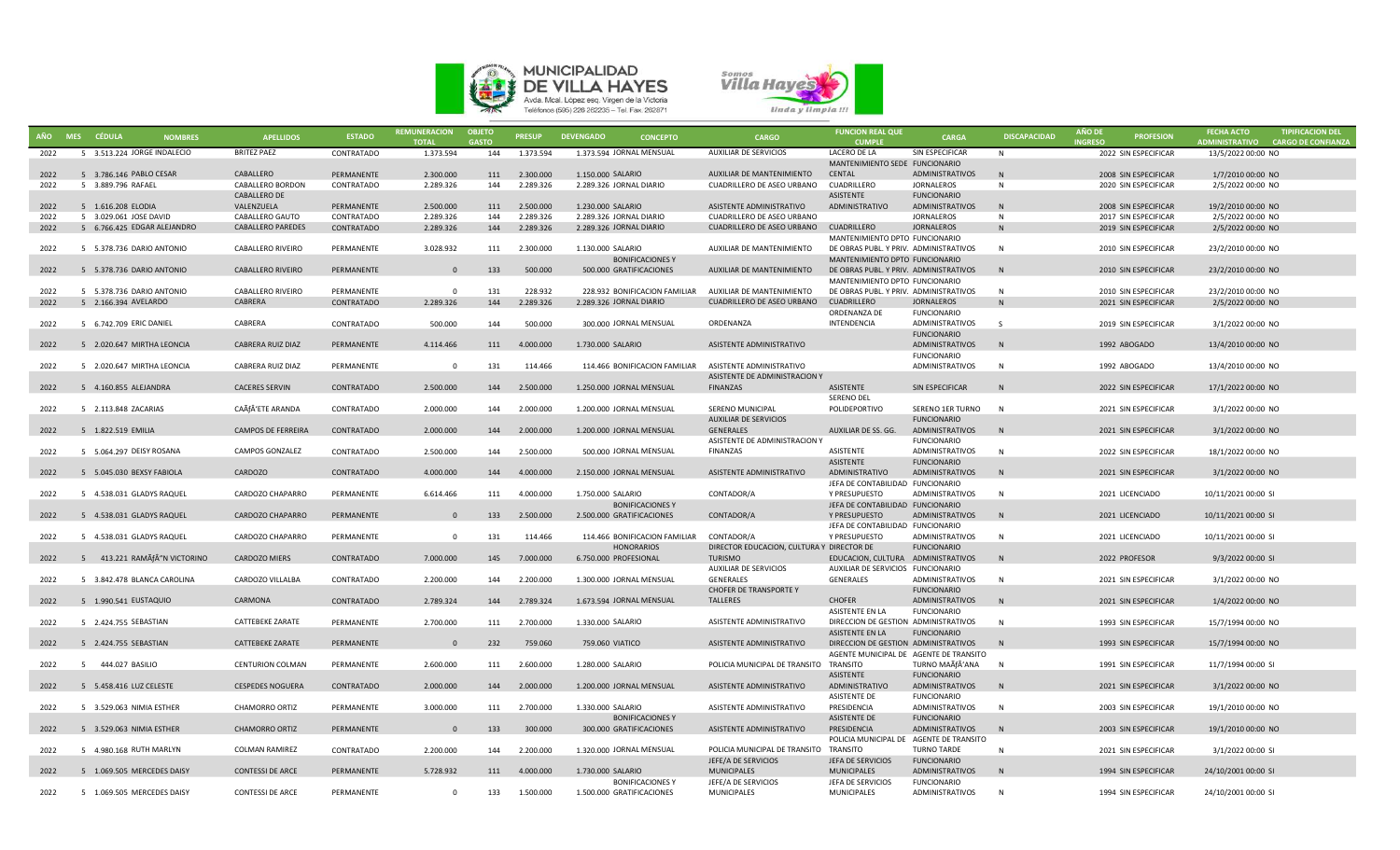MUNICIPALIDAD DE VILLA HAYES
Avda. Mcal. López esq. Virgen de la Victoria
Teléfonos (595) 226 262235 – Tel. Fax. 262871

| AÑO | MES | CÉDULA | NOMBRES | APELLIDOS | ESTADO | REMUNERACION TOTAL | OBJETO GASTO | PRESUP | DEVENGADO | CONCEPTO | CARGO | FUNCION REAL QUE CUMPLE | CARGA | DISCAPACIDAD | AÑO DE INGRESO | PROFESION | FECHA ACTO ADMINISTRATIVO | TIPIFICACION DEL CARGO DE CONFIANZA |
|---|---|---|---|---|---|---|---|---|---|---|---|---|---|---|---|---|---|---|
| 2022 | 5 | 3.513.224 | JORGE INDALECIO | BRITEZ PAEZ | CONTRATADO | 1.373.594 | 144 | 1.373.594 | 1.373.594 | JORNAL MENSUAL | AUXILIAR DE SERVICIOS | LACERO DE LA | SIN ESPECIFICAR | N | 2022 | SIN ESPECIFICAR | 13/5/2022 00:00 | NO |
| 2022 | 5 | 3.786.146 | PABLO CESAR | CABALLERO | PERMANENTE | 2.300.000 | 111 | 2.300.000 | 1.150.000 | SALARIO | AUXILIAR DE MANTENIMIENTO | MANTENIMIENTO SEDE CENTAL | FUNCIONARIO ADMINISTRATIVOS | N | 2008 | SIN ESPECIFICAR | 1/7/2010 00:00 | NO |
| 2022 | 5 | 3.889.796 | RAFAEL | CABALLERO BORDON | CONTRATADO | 2.289.326 | 144 | 2.289.326 | 2.289.326 | JORNAL DIARIO | CUADRILLERO DE ASEO URBANO | CUADRILLERO | JORNALEROS | N | 2020 | SIN ESPECIFICAR | 2/5/2022 00:00 | NO |
| 2022 | 5 | 1.616.208 | ELODIA | CABALLERO DE VALENZUELA | PERMANENTE | 2.500.000 | 111 | 2.500.000 | 1.230.000 | SALARIO | ASISTENTE ADMINISTRATIVO | ASISTENTE ADMINISTRATIVO | FUNCIONARIO ADMINISTRATIVOS | N | 2008 | SIN ESPECIFICAR | 19/2/2010 00:00 | NO |
| 2022 | 5 | 3.029.061 | JOSE DAVID | CABALLERO GAUTO | CONTRATADO | 2.289.326 | 144 | 2.289.326 | 2.289.326 | JORNAL DIARIO | CUADRILLERO DE ASEO URBANO | | JORNALEROS | N | 2017 | SIN ESPECIFICAR | 2/5/2022 00:00 | NO |
| 2022 | 5 | 6.766.425 | EDGAR ALEJANDRO | CABALLERO PAREDES | CONTRATADO | 2.289.326 | 144 | 2.289.326 | 2.289.326 | JORNAL DIARIO | CUADRILLERO DE ASEO URBANO | CUADRILLERO | JORNALEROS | N | 2019 | SIN ESPECIFICAR | 2/5/2022 00:00 | NO |
| 2022 | 5 | 5.378.736 | DARIO ANTONIO | CABALLERO RIVEIRO | PERMANENTE | 3.028.932 | 111 | 2.300.000 | 1.130.000 | SALARIO | AUXILIAR DE MANTENIMIENTO | MANTENIMIENTO DPTO DE OBRAS PUBL. Y PRIV. | FUNCIONARIO ADMINISTRATIVOS | N | 2010 | SIN ESPECIFICAR | 23/2/2010 00:00 | NO |
| 2022 | 5 | 5.378.736 | DARIO ANTONIO | CABALLERO RIVEIRO | PERMANENTE | 0 | 133 | 500.000 | 500.000 | BONIFICACIONES Y GRATIFICACIONES | AUXILIAR DE MANTENIMIENTO | MANTENIMIENTO DPTO DE OBRAS PUBL. Y PRIV. | FUNCIONARIO ADMINISTRATIVOS | N | 2010 | SIN ESPECIFICAR | 23/2/2010 00:00 | NO |
| 2022 | 5 | 5.378.736 | DARIO ANTONIO | CABALLERO RIVEIRO | PERMANENTE | 0 | 131 | 228.932 | 228.932 | BONIFICACION FAMILIAR | AUXILIAR DE MANTENIMIENTO | MANTENIMIENTO DPTO DE OBRAS PUBL. Y PRIV. | FUNCIONARIO ADMINISTRATIVOS | N | 2010 | SIN ESPECIFICAR | 23/2/2010 00:00 | NO |
| 2022 | 5 | 2.166.394 | AVELARDO | CABRERA | CONTRATADO | 2.289.326 | 144 | 2.289.326 | 2.289.326 | JORNAL DIARIO | CUADRILLERO DE ASEO URBANO | CUADRILLERO | JORNALEROS | N | 2021 | SIN ESPECIFICAR | 2/5/2022 00:00 | NO |
| 2022 | 5 | 6.742.709 | ERIC DANIEL | CABRERA | CONTRATADO | 500.000 | 144 | 500.000 | 300.000 | JORNAL MENSUAL | ORDENANZA | ORDENANZA DE INTENDENCIA | FUNCIONARIO ADMINISTRATIVOS | S | 2019 | SIN ESPECIFICAR | 3/1/2022 00:00 | NO |
| 2022 | 5 | 2.020.647 | MIRTHA LEONCIA | CABRERA RUIZ DIAZ | PERMANENTE | 4.114.466 | 111 | 4.000.000 | 1.730.000 | SALARIO | ASISTENTE ADMINISTRATIVO | | FUNCIONARIO ADMINISTRATIVOS | N | 1992 | ABOGADO | 13/4/2010 00:00 | NO |
| 2022 | 5 | 2.020.647 | MIRTHA LEONCIA | CABRERA RUIZ DIAZ | PERMANENTE | 0 | 131 | 114.466 | 114.466 | BONIFICACION FAMILIAR | ASISTENTE ADMINISTRATIVO | | FUNCIONARIO ADMINISTRATIVOS | N | 1992 | ABOGADO | 13/4/2010 00:00 | NO |
| 2022 | 5 | 4.160.855 | ALEJANDRA | CACERES SERVIN | CONTRATADO | 2.500.000 | 144 | 2.500.000 | 1.250.000 | JORNAL MENSUAL | ASISTENTE DE ADMINISTRACION Y FINANZAS | ASISTENTE | SIN ESPECIFICAR | N | 2022 | SIN ESPECIFICAR | 17/1/2022 00:00 | NO |
| 2022 | 5 | 2.113.848 | ZACARIAS | CAÃƒÂ'ETE ARANDA | CONTRATADO | 2.000.000 | 144 | 2.000.000 | 1.200.000 | JORNAL MENSUAL | SERENO MUNICIPAL | SERENO DEL POLIDEPORTIVO | SERENO 1ER TURNO | N | 2021 | SIN ESPECIFICAR | 3/1/2022 00:00 | NO |
| 2022 | 5 | 1.822.519 | EMILIA | CAMPOS DE FERREIRA | CONTRATADO | 2.000.000 | 144 | 2.000.000 | 1.200.000 | JORNAL MENSUAL | AUXILIAR DE SERVICIOS GENERALES | AUXILIAR DE SS. GG. | FUNCIONARIO ADMINISTRATIVOS | N | 2021 | SIN ESPECIFICAR | 3/1/2022 00:00 | NO |
| 2022 | 5 | 5.064.297 | DEISY ROSANA | CAMPOS GONZALEZ | CONTRATADO | 2.500.000 | 144 | 2.500.000 | 500.000 | JORNAL MENSUAL | ASISTENTE DE ADMINISTRACION Y FINANZAS | ASISTENTE | FUNCIONARIO ADMINISTRATIVOS | N | 2022 | SIN ESPECIFICAR | 18/1/2022 00:00 | NO |
| 2022 | 5 | 5.045.030 | BEXSY FABIOLA | CARDOZO | CONTRATADO | 4.000.000 | 144 | 4.000.000 | 2.150.000 | JORNAL MENSUAL | ASISTENTE ADMINISTRATIVO | ASISTENTE ADMINISTRATIVO | FUNCIONARIO ADMINISTRATIVOS | N | 2021 | SIN ESPECIFICAR | 3/1/2022 00:00 | NO |
| 2022 | 5 | 4.538.031 | GLADYS RAQUEL | CARDOZO CHAPARRO | PERMANENTE | 6.614.466 | 111 | 4.000.000 | 1.750.000 | SALARIO | CONTADOR/A | JEFA DE CONTABILIDAD Y PRESUPUESTO | FUNCIONARIO ADMINISTRATIVOS | N | 2021 | LICENCIADO | 10/11/2021 00:00 | SI |
| 2022 | 5 | 4.538.031 | GLADYS RAQUEL | CARDOZO CHAPARRO | PERMANENTE | 0 | 133 | 2.500.000 | 2.500.000 | BONIFICACIONES Y GRATIFICACIONES | CONTADOR/A | JEFA DE CONTABILIDAD Y PRESUPUESTO | FUNCIONARIO ADMINISTRATIVOS | N | 2021 | LICENCIADO | 10/11/2021 00:00 | SI |
| 2022 | 5 | 4.538.031 | GLADYS RAQUEL | CARDOZO CHAPARRO | PERMANENTE | 0 | 131 | 114.466 | 114.466 | BONIFICACION FAMILIAR | CONTADOR/A | JEFA DE CONTABILIDAD Y PRESUPUESTO | FUNCIONARIO ADMINISTRATIVOS | N | 2021 | LICENCIADO | 10/11/2021 00:00 | SI |
| 2022 | 5 | 413.221 | RAMÃƒÂ"N VICTORINO | CARDOZO MIERS | CONTRATADO | 7.000.000 | 145 | 7.000.000 | 6.750.000 | HONORARIOS PROFESIONAL | DIRECTOR EDUCACION, CULTURA Y TURISMO | DIRECTOR DE EDUCACION, CULTURA | FUNCIONARIO ADMINISTRATIVOS | N | 2022 | PROFESOR | 9/3/2022 00:00 | SI |
| 2022 | 5 | 3.842.478 | BLANCA CAROLINA | CARDOZO VILLALBA | CONTRATADO | 2.200.000 | 144 | 2.200.000 | 1.300.000 | JORNAL MENSUAL | AUXILIAR DE SERVICIOS GENERALES | AUXILIAR DE SERVICIOS GENERALES | FUNCIONARIO ADMINISTRATIVOS | N | 2021 | SIN ESPECIFICAR | 3/1/2022 00:00 | NO |
| 2022 | 5 | 1.990.541 | EUSTAQUIO | CARMONA | CONTRATADO | 2.789.324 | 144 | 2.789.324 | 1.673.594 | JORNAL MENSUAL | CHOFER DE TRANSPORTE Y TALLERES | CHOFER | FUNCIONARIO ADMINISTRATIVOS | N | 2021 | SIN ESPECIFICAR | 1/4/2022 00:00 | NO |
| 2022 | 5 | 2.424.755 | SEBASTIAN | CATTEBEKE ZARATE | PERMANENTE | 2.700.000 | 111 | 2.700.000 | 1.330.000 | SALARIO | ASISTENTE ADMINISTRATIVO | ASISTENTE EN LA DIRECCION DE GESTION | FUNCIONARIO ADMINISTRATIVOS | N | 1993 | SIN ESPECIFICAR | 15/7/1994 00:00 | NO |
| 2022 | 5 | 2.424.755 | SEBASTIAN | CATTEBEKE ZARATE | PERMANENTE | 0 | 232 | 759.060 | 759.060 | VIATICO | ASISTENTE ADMINISTRATIVO | ASISTENTE EN LA DIRECCION DE GESTION | FUNCIONARIO ADMINISTRATIVOS | N | 1993 | SIN ESPECIFICAR | 15/7/1994 00:00 | NO |
| 2022 | 5 | 444.027 | BASILIO | CENTURION COLMAN | PERMANENTE | 2.600.000 | 111 | 2.600.000 | 1.280.000 | SALARIO | POLICIA MUNICIPAL DE TRANSITO | AGENTE MUNICIPAL DE TRANSITO | AGENTE DE TRANSITO TURNO MAÃƒÂ'ANA | N | 1991 | SIN ESPECIFICAR | 11/7/1994 00:00 | SI |
| 2022 | 5 | 5.458.416 | LUZ CELESTE | CESPEDES NOGUERA | CONTRATADO | 2.000.000 | 144 | 2.000.000 | 1.200.000 | JORNAL MENSUAL | ASISTENTE ADMINISTRATIVO | ASISTENTE ADMINISTRATIVO | FUNCIONARIO ADMINISTRATIVOS | N | 2021 | SIN ESPECIFICAR | 3/1/2022 00:00 | NO |
| 2022 | 5 | 3.529.063 | NIMIA ESTHER | CHAMORRO ORTIZ | PERMANENTE | 3.000.000 | 111 | 2.700.000 | 1.330.000 | SALARIO | ASISTENTE ADMINISTRATIVO | ASISTENTE DE PRESIDENCIA | FUNCIONARIO ADMINISTRATIVOS | N | 2003 | SIN ESPECIFICAR | 19/1/2010 00:00 | NO |
| 2022 | 5 | 3.529.063 | NIMIA ESTHER | CHAMORRO ORTIZ | PERMANENTE | 0 | 133 | 300.000 | 300.000 | BONIFICACIONES Y GRATIFICACIONES | ASISTENTE ADMINISTRATIVO | ASISTENTE DE PRESIDENCIA | FUNCIONARIO ADMINISTRATIVOS | N | 2003 | SIN ESPECIFICAR | 19/1/2010 00:00 | NO |
| 2022 | 5 | 4.980.168 | RUTH MARLYN | COLMAN RAMIREZ | CONTRATADO | 2.200.000 | 144 | 2.200.000 | 1.320.000 | JORNAL MENSUAL | POLICIA MUNICIPAL DE TRANSITO | POLICIA MUNICIPAL DE TRANSITO | AGENTE DE TRANSITO TURNO TARDE | N | 2021 | SIN ESPECIFICAR | 3/1/2022 00:00 | SI |
| 2022 | 5 | 1.069.505 | MERCEDES DAISY | CONTESSI DE ARCE | PERMANENTE | 5.728.932 | 111 | 4.000.000 | 1.730.000 | SALARIO | JEFE/A DE SERVICIOS MUNICIPALES | JEFA DE SERVICIOS MUNICIPALES | FUNCIONARIO ADMINISTRATIVOS | N | 1994 | SIN ESPECIFICAR | 24/10/2001 00:00 | SI |
| 2022 | 5 | 1.069.505 | MERCEDES DAISY | CONTESSI DE ARCE | PERMANENTE | 0 | 133 | 1.500.000 | 1.500.000 | BONIFICACIONES Y GRATIFICACIONES | JEFE/A DE SERVICIOS MUNICIPALES | JEFA DE SERVICIOS MUNICIPALES | FUNCIONARIO ADMINISTRATIVOS | N | 1994 | SIN ESPECIFICAR | 24/10/2001 00:00 | SI |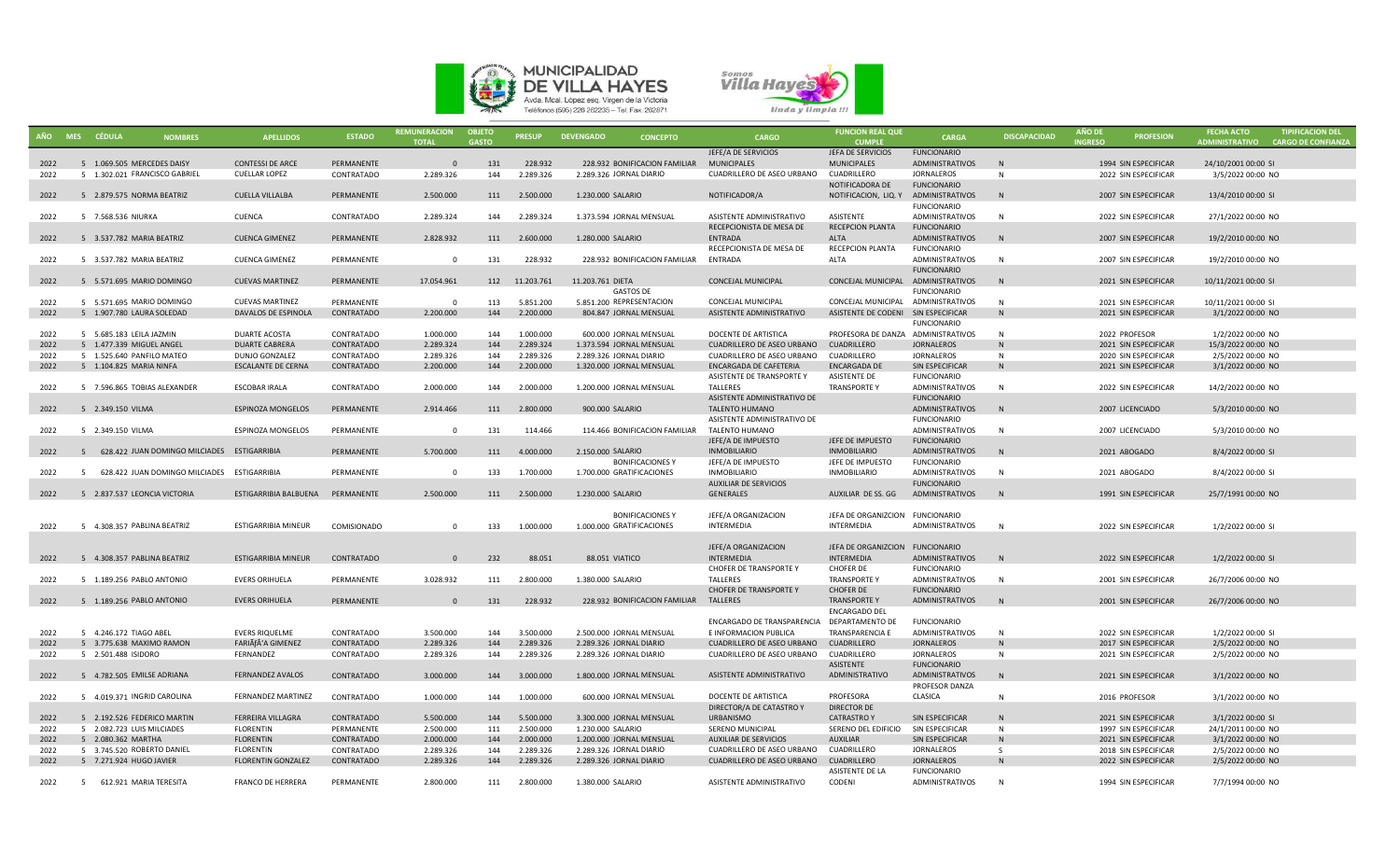| AÑO | MES | CÉDULA | NOMBRES | APELLIDOS | ESTADO | REMUNERACION TOTAL | OBJETO GASTO | PRESUP | DEVENGADO | CONCEPTO | CARGO | FUNCION REAL QUE CUMPLE | CARGA | DISCAPACIDAD | AÑO DE INGRESO | PROFESION | FECHA ACTO ADMINISTRATIVO | TIPIFICACION DEL CARGO DE CONFIANZA |
|---|---|---|---|---|---|---|---|---|---|---|---|---|---|---|---|---|---|---|
| 2022 | 5 | 1.069.505 | MERCEDES DAISY | CONTESSI DE ARCE | PERMANENTE | 0 | 131 | 228.932 | 228.932 | BONIFICACION FAMILIAR | JEFE/A DE SERVICIOS MUNICIPALES | JEFA DE SERVICIOS MUNICIPALES | FUNCIONARIO ADMINISTRATIVOS | N | 1994 | SIN ESPECIFICAR | 24/10/2001 00:00 | SI |
| 2022 | 5 | 1.302.021 | FRANCISCO GABRIEL | CUELLAR LOPEZ | CONTRATADO | 2.289.326 | 144 | 2.289.326 | 2.289.326 | JORNAL DIARIO | CUADRILLERO DE ASEO URBANO | CUADRILLERO | JORNALEROS | N | 2022 | SIN ESPECIFICAR | 3/5/2022 00:00 | NO |
| 2022 | 5 | 2.879.575 | NORMA BEATRIZ | CUELLA VILLALBA | PERMANENTE | 2.500.000 | 111 | 2.500.000 | 1.230.000 | SALARIO | NOTIFICADOR/A | NOTIFICADORA DE NOTIFICACION, LIQ. Y | FUNCIONARIO ADMINISTRATIVOS | N | 2007 | SIN ESPECIFICAR | 13/4/2010 00:00 | SI |
| 2022 | 5 | 7.568.536 | NIURKA | CUENCA | CONTRATADO | 2.289.324 | 144 | 2.289.324 | 1.373.594 | JORNAL MENSUAL | ASISTENTE ADMINISTRATIVO | ASISTENTE | FUNCIONARIO ADMINISTRATIVOS | N | 2022 | SIN ESPECIFICAR | 27/1/2022 00:00 | NO |
| 2022 | 5 | 3.537.782 | MARIA BEATRIZ | CUENCA GIMENEZ | PERMANENTE | 2.828.932 | 111 | 2.600.000 | 1.280.000 | SALARIO | RECEPCIONISTA DE MESA DE ENTRADA | RECEPCION PLANTA ALTA | FUNCIONARIO ADMINISTRATIVOS | N | 2007 | SIN ESPECIFICAR | 19/2/2010 00:00 | NO |
| 2022 | 5 | 3.537.782 | MARIA BEATRIZ | CUENCA GIMENEZ | PERMANENTE | 0 | 131 | 228.932 | 228.932 | BONIFICACION FAMILIAR | RECEPCIONISTA DE MESA DE ENTRADA | RECEPCION PLANTA ALTA | FUNCIONARIO ADMINISTRATIVOS | N | 2007 | SIN ESPECIFICAR | 19/2/2010 00:00 | NO |
| 2022 | 5 | 5.571.695 | MARIO DOMINGO | CUEVAS MARTINEZ | PERMANENTE | 17.054.961 | 112 | 11.203.761 | 11.203.761 | DIETA | CONCEJAL MUNICIPAL | CONCEJAL MUNICIPAL | FUNCIONARIO ADMINISTRATIVOS | N | 2021 | SIN ESPECIFICAR | 10/11/2021 00:00 | SI |
| 2022 | 5 | 5.571.695 | MARIO DOMINGO | CUEVAS MARTINEZ | PERMANENTE | 0 | 113 | 5.851.200 | 5.851.200 | GASTOS DE REPRESENTACION | CONCEJAL MUNICIPAL | CONCEJAL MUNICIPAL | FUNCIONARIO ADMINISTRATIVOS | N | 2021 | SIN ESPECIFICAR | 10/11/2021 00:00 | SI |
| 2022 | 5 | 1.907.780 | LAURA SOLEDAD | DAVALOS DE ESPINOLA | CONTRATADO | 2.200.000 | 144 | 2.200.000 | 804.847 | JORNAL MENSUAL | ASISTENTE ADMINISTRATIVO | ASISTENTE DE CODENI | SIN ESPECIFICAR | N | 2021 | SIN ESPECIFICAR | 3/1/2022 00:00 | NO |
| 2022 | 5 | 5.685.183 | LEILA JAZMIN | DUARTE ACOSTA | CONTRATADO | 1.000.000 | 144 | 1.000.000 | 600.000 | JORNAL MENSUAL | DOCENTE DE ARTISTICA | PROFESORA DE DANZA | FUNCIONARIO ADMINISTRATIVOS | N | 2022 | PROFESOR | 1/2/2022 00:00 | NO |
| 2022 | 5 | 1.477.339 | MIGUEL ANGEL | DUARTE CABRERA | CONTRATADO | 2.289.324 | 144 | 2.289.324 | 1.373.594 | JORNAL MENSUAL | CUADRILLERO DE ASEO URBANO | CUADRILLERO | JORNALEROS | N | 2021 | SIN ESPECIFICAR | 15/3/2022 00:00 | NO |
| 2022 | 5 | 1.525.640 | PANFILO MATEO | DUNJO GONZALEZ | CONTRATADO | 2.289.326 | 144 | 2.289.326 | 2.289.326 | JORNAL DIARIO | CUADRILLERO DE ASEO URBANO | CUADRILLERO | JORNALEROS | N | 2020 | SIN ESPECIFICAR | 2/5/2022 00:00 | NO |
| 2022 | 5 | 1.104.825 | MARIA NINFA | ESCALANTE DE CERNA | CONTRATADO | 2.200.000 | 144 | 2.200.000 | 1.320.000 | JORNAL MENSUAL | ENCARGADA DE CAFETERIA | ENCARGADA DE | SIN ESPECIFICAR | N | 2021 | SIN ESPECIFICAR | 3/1/2022 00:00 | NO |
| 2022 | 5 | 7.596.865 | TOBIAS ALEXANDER | ESCOBAR IRALA | CONTRATADO | 2.000.000 | 144 | 2.000.000 | 1.200.000 | JORNAL MENSUAL | ASISTENTE DE TRANSPORTE Y TALLERES | ASISTENTE DE TRANSPORTE Y | FUNCIONARIO ADMINISTRATIVOS | N | 2022 | SIN ESPECIFICAR | 14/2/2022 00:00 | NO |
| 2022 | 5 | 2.349.150 | VILMA | ESPINOZA MONGELOS | PERMANENTE | 2.914.466 | 111 | 2.800.000 | 900.000 | SALARIO | ASISTENTE ADMINISTRATIVO DE TALENTO HUMANO | | FUNCIONARIO ADMINISTRATIVOS | N | 2007 | LICENCIADO | 5/3/2010 00:00 | NO |
| 2022 | 5 | 2.349.150 | VILMA | ESPINOZA MONGELOS | PERMANENTE | 0 | 131 | 114.466 | 114.466 | BONIFICACION FAMILIAR | ASISTENTE ADMINISTRATIVO DE TALENTO HUMANO | | FUNCIONARIO ADMINISTRATIVOS | N | 2007 | LICENCIADO | 5/3/2010 00:00 | NO |
| 2022 | 5 | 628.422 | JUAN DOMINGO MILCIADES | ESTIGARRIBIA | PERMANENTE | 5.700.000 | 111 | 4.000.000 | 2.150.000 | SALARIO | JEFE/A DE IMPUESTO INMOBILIARIO | JEFE DE IMPUESTO INMOBILIARIO | FUNCIONARIO ADMINISTRATIVOS | N | 2021 | ABOGADO | 8/4/2022 00:00 | SI |
| 2022 | 5 | 628.422 | JUAN DOMINGO MILCIADES | ESTIGARRIBIA | PERMANENTE | 0 | 133 | 1.700.000 | 1.700.000 | BONIFICACIONES Y GRATIFICACIONES | JEFE/A DE IMPUESTO INMOBILIARIO | JEFE DE IMPUESTO INMOBILIARIO | FUNCIONARIO ADMINISTRATIVOS | N | 2021 | ABOGADO | 8/4/2022 00:00 | SI |
| 2022 | 5 | 2.837.537 | LEONCIA VICTORIA | ESTIGARRIBIA BALBUENA | PERMANENTE | 2.500.000 | 111 | 2.500.000 | 1.230.000 | SALARIO | AUXILIAR DE SERVICIOS GENERALES | AUXILIAR DE SS. GG | FUNCIONARIO ADMINISTRATIVOS | N | 1991 | SIN ESPECIFICAR | 25/7/1991 00:00 | NO |
| 2022 | 5 | 4.308.357 | PABLINA BEATRIZ | ESTIGARRIBIA MINEUR | COMISIONADO | 0 | 133 | 1.000.000 | 1.000.000 | BONIFICACIONES Y GRATIFICACIONES | JEFE/A ORGANIZACION INTERMEDIA | JEFA DE ORGANIZCION INTERMEDIA | FUNCIONARIO ADMINISTRATIVOS | N | 2022 | SIN ESPECIFICAR | 1/2/2022 00:00 | SI |
| 2022 | 5 | 4.308.357 | PABLINA BEATRIZ | ESTIGARRIBIA MINEUR | CONTRATADO | 0 | 232 | 88.051 | 88.051 | VIATICO | JEFE/A ORGANIZACION INTERMEDIA | JEFA DE ORGANIZCION INTERMEDIA | FUNCIONARIO ADMINISTRATIVOS | N | 2022 | SIN ESPECIFICAR | 1/2/2022 00:00 | SI |
| 2022 | 5 | 1.189.256 | PABLO ANTONIO | EVERS ORIHUELA | PERMANENTE | 3.028.932 | 111 | 2.800.000 | 1.380.000 | SALARIO | CHOFER DE TRANSPORTE Y TALLERES | CHOFER DE TRANSPORTE Y | FUNCIONARIO ADMINISTRATIVOS | N | 2001 | SIN ESPECIFICAR | 26/7/2006 00:00 | NO |
| 2022 | 5 | 1.189.256 | PABLO ANTONIO | EVERS ORIHUELA | PERMANENTE | 0 | 131 | 228.932 | 228.932 | BONIFICACION FAMILIAR | CHOFER DE TRANSPORTE Y TALLERES | CHOFER DE TRANSPORTE Y | FUNCIONARIO ADMINISTRATIVOS | N | 2001 | SIN ESPECIFICAR | 26/7/2006 00:00 | NO |
| 2022 | 5 | 4.246.172 | TIAGO ABEL | EVERS RIQUELME | CONTRATADO | 3.500.000 | 144 | 3.500.000 | 2.500.000 | JORNAL MENSUAL | ENCARGADO DE TRANSPARENCIA E INFORMACION PUBLICA | ENCARGADO DEL DEPARTAMENTO DE TRANSPARENCIA E | FUNCIONARIO ADMINISTRATIVOS | N | 2022 | SIN ESPECIFICAR | 1/2/2022 00:00 | SI |
| 2022 | 5 | 3.775.638 | MAXIMO RAMON | FARIÃƒÂ'A GIMENEZ | CONTRATADO | 2.289.326 | 144 | 2.289.326 | 2.289.326 | JORNAL DIARIO | CUADRILLERO DE ASEO URBANO | CUADRILLERO | JORNALEROS | N | 2017 | SIN ESPECIFICAR | 2/5/2022 00:00 | NO |
| 2022 | 5 | 2.501.488 | ISIDORO | FERNANDEZ | CONTRATADO | 2.289.326 | 144 | 2.289.326 | 2.289.326 | JORNAL DIARIO | CUADRILLERO DE ASEO URBANO | CUADRILLERO | JORNALEROS | N | 2021 | SIN ESPECIFICAR | 2/5/2022 00:00 | NO |
| 2022 | 5 | 4.782.505 | EMILSE ADRIANA | FERNANDEZ AVALOS | CONTRATADO | 3.000.000 | 144 | 3.000.000 | 1.800.000 | JORNAL MENSUAL | ASISTENTE ADMINISTRATIVO | ASISTENTE ADMINISTRATIVO | FUNCIONARIO ADMINISTRATIVOS | N | 2021 | SIN ESPECIFICAR | 3/1/2022 00:00 | NO |
| 2022 | 5 | 4.019.371 | INGRID CAROLINA | FERNANDEZ MARTINEZ | CONTRATADO | 1.000.000 | 144 | 1.000.000 | 600.000 | JORNAL MENSUAL | DOCENTE DE ARTISTICA | PROFESORA | PROFESOR DANZA CLASICA | N | 2016 | PROFESOR | 3/1/2022 00:00 | NO |
| 2022 | 5 | 2.192.526 | FEDERICO MARTIN | FERREIRA VILLAGRA | CONTRATADO | 5.500.000 | 144 | 5.500.000 | 3.300.000 | JORNAL MENSUAL | DIRECTOR/A DE CATASTRO Y URBANISMO | DIRECTOR DE CATRASTRO Y | SIN ESPECIFICAR | N | 2021 | SIN ESPECIFICAR | 3/1/2022 00:00 | SI |
| 2022 | 5 | 2.082.723 | LUIS MILCIADES | FLORENTIN | PERMANENTE | 2.500.000 | 111 | 2.500.000 | 1.230.000 | SALARIO | SERENO MUNICIPAL | SERENO DEL EDIFICIO | SIN ESPECIFICAR | N | 1997 | SIN ESPECIFICAR | 24/1/2011 00:00 | NO |
| 2022 | 5 | 2.080.362 | MARTHA | FLORENTIN | CONTRATADO | 2.000.000 | 144 | 2.000.000 | 1.200.000 | JORNAL MENSUAL | AUXILIAR DE SERVICIOS | AUXILIAR | SIN ESPECIFICAR | N | 2021 | SIN ESPECIFICAR | 3/1/2022 00:00 | NO |
| 2022 | 5 | 3.745.520 | ROBERTO DANIEL | FLORENTIN | CONTRATADO | 2.289.326 | 144 | 2.289.326 | 2.289.326 | JORNAL DIARIO | CUADRILLERO DE ASEO URBANO | CUADRILLERO | JORNALEROS | S | 2018 | SIN ESPECIFICAR | 2/5/2022 00:00 | NO |
| 2022 | 5 | 7.271.924 | HUGO JAVIER | FLORENTIN GONZALEZ | CONTRATADO | 2.289.326 | 144 | 2.289.326 | 2.289.326 | JORNAL DIARIO | CUADRILLERO DE ASEO URBANO | CUADRILLERO | JORNALEROS | N | 2022 | SIN ESPECIFICAR | 2/5/2022 00:00 | NO |
| 2022 | 5 | 612.921 | MARIA TERESITA | FRANCO DE HERRERA | PERMANENTE | 2.800.000 | 111 | 2.800.000 | 1.380.000 | SALARIO | ASISTENTE ADMINISTRATIVO | ASISTENTE DE LA CODENI | FUNCIONARIO ADMINISTRATIVOS | N | 1994 | SIN ESPECIFICAR | 7/7/1994 00:00 | NO |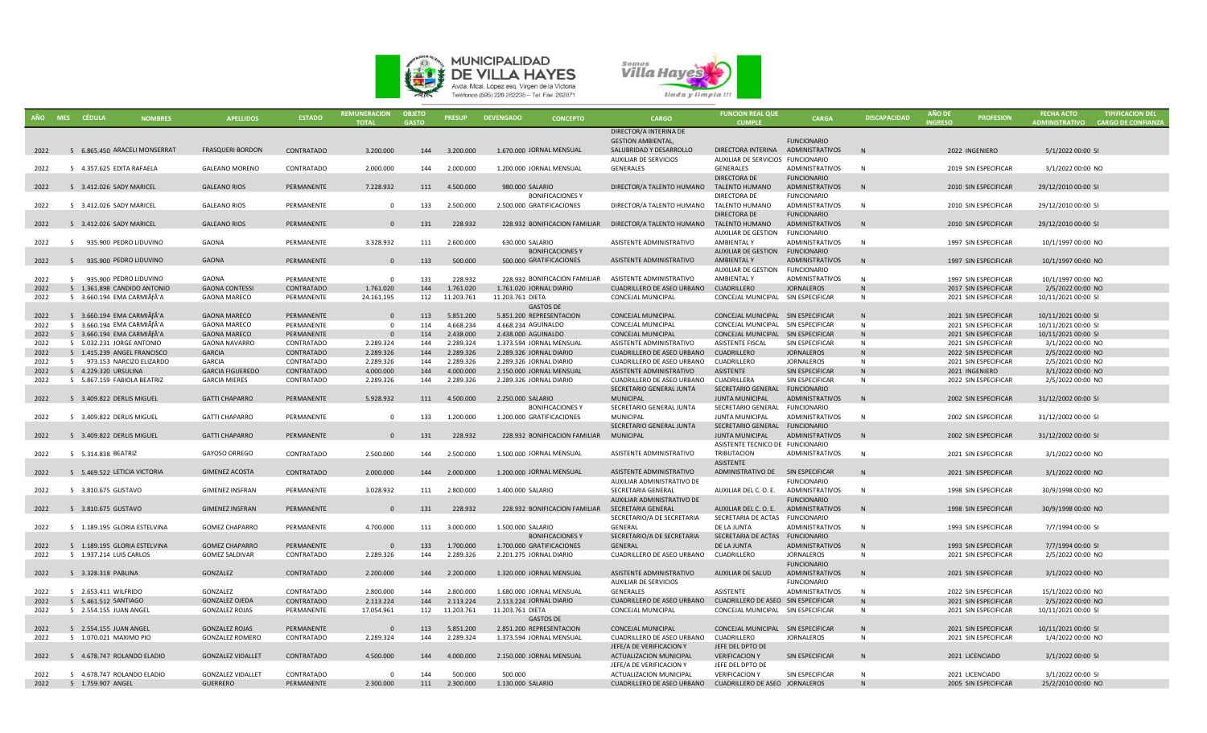| AÑO | MES | CÉDULA | NOMBRES | APELLIDOS | ESTADO | REMUNERACION TOTAL | OBJETO GASTO | PRESUP | DEVENGADO | CONCEPTO | CARGO | FUNCION REAL QUE CUMPLE | CARGA | DISCAPACIDAD | AÑO DE INGRESO | PROFESION | FECHA ACTO ADMINISTRATIVO | TIPIFICACION DEL CARGO DE CONFIANZA |
|---|---|---|---|---|---|---|---|---|---|---|---|---|---|---|---|---|---|---|
| 2022 | 5 | 6.865.450 | ARACELI MONSERRAT | FRASQUERI BORDON | CONTRATADO | 3.200.000 | 144 | 3.200.000 | 1.670.000 | JORNAL MENSUAL | DIRECTOR/A INTERINA DE GESTION AMBIENTAL, SALUBRIDAD Y DESARROLLO | DIRECTORA INTERINA | FUNCIONARIO ADMINISTRATIVOS | N | 2022 | INGENIERO | 5/1/2022 00:00 | SI |
| 2022 | 5 | 4.357.625 | EDITA RAFAELA | GALEANO MORENO | CONTRATADO | 2.000.000 | 144 | 2.000.000 | 1.200.000 | JORNAL MENSUAL | AUXILIAR DE SERVICIOS GENERALES | AUXILIAR DE SERVICIOS GENERALES | FUNCIONARIO ADMINISTRATIVOS | N | 2019 | SIN ESPECIFICAR | 3/1/2022 00:00 | NO |
| 2022 | 5 | 3.412.026 | SADY MARICEL | GALEANO RIOS | PERMANENTE | 7.228.932 | 111 | 4.500.000 | 980.000 | SALARIO | DIRECTOR/A TALENTO HUMANO | DIRECTORA DE TALENTO HUMANO | FUNCIONARIO ADMINISTRATIVOS | N | 2010 | SIN ESPECIFICAR | 29/12/2010 00:00 | SI |
| 2022 | 5 | 3.412.026 | SADY MARICEL | GALEANO RIOS | PERMANENTE | 0 | 133 | 2.500.000 | 2.500.000 | BONIFICACIONES Y GRATIFICACIONES | DIRECTOR/A TALENTO HUMANO | DIRECTORA DE TALENTO HUMANO | FUNCIONARIO ADMINISTRATIVOS | N | 2010 | SIN ESPECIFICAR | 29/12/2010 00:00 | SI |
| 2022 | 5 | 3.412.026 | SADY MARICEL | GALEANO RIOS | PERMANENTE | 0 | 131 | 228.932 | 228.932 | BONIFICACION FAMILIAR | DIRECTOR/A TALENTO HUMANO | DIRECTORA DE TALENTO HUMANO | FUNCIONARIO ADMINISTRATIVOS | N | 2010 | SIN ESPECIFICAR | 29/12/2010 00:00 | SI |
| 2022 | 5 | 935.900 | PEDRO LIDUVINO | GAONA | PERMANENTE | 3.328.932 | 111 | 2.600.000 | 630.000 | SALARIO | ASISTENTE ADMINISTRATIVO | AUXILIAR DE GESTION AMBIENTAL Y | FUNCIONARIO ADMINISTRATIVOS | N | 1997 | SIN ESPECIFICAR | 10/1/1997 00:00 | NO |
| 2022 | 5 | 935.900 | PEDRO LIDUVINO | GAONA | PERMANENTE | 0 | 133 | 500.000 | 500.000 | BONIFICACIONES Y GRATIFICACIONES | ASISTENTE ADMINISTRATIVO | AUXILIAR DE GESTION AMBIENTAL Y | FUNCIONARIO ADMINISTRATIVOS | N | 1997 | SIN ESPECIFICAR | 10/1/1997 00:00 | NO |
| 2022 | 5 | 935.900 | PEDRO LIDUVINO | GAONA | PERMANENTE | 0 | 131 | 228.932 | 228.932 | BONIFICACION FAMILIAR | ASISTENTE ADMINISTRATIVO | AUXILIAR DE GESTION AMBIENTAL Y | FUNCIONARIO ADMINISTRATIVOS | N | 1997 | SIN ESPECIFICAR | 10/1/1997 00:00 | NO |
| 2022 | 5 | 1.361.898 | CANDIDO ANTONIO | GAONA CONTESSI | CONTRATADO | 1.761.020 | 144 | 1.761.020 | 1.761.020 | JORNAL DIARIO | CUADRILLERO DE ASEO URBANO | CUADRILLERO | JORNALEROS | N | 2017 | SIN ESPECIFICAR | 2/5/2022 00:00 | NO |
| 2022 | 5 | 3.660.194 | EMA CARMIÃƒÂ'A | GAONA MARECO | PERMANENTE | 24.161.195 | 112 | 11.203.761 | 11.203.761 | DIETA | CONCEJAL MUNICIPAL | CONCEJAL MUNICIPAL | SIN ESPECIFICAR | N | 2021 | SIN ESPECIFICAR | 10/11/2021 00:00 | SI |
| 2022 | 5 | 3.660.194 | EMA CARMIÃƒÂ'A | GAONA MARECO | PERMANENTE | 0 | 113 | 5.851.200 | 5.851.200 | GASTOS DE REPRESENTACION | CONCEJAL MUNICIPAL | CONCEJAL MUNICIPAL | SIN ESPECIFICAR | N | 2021 | SIN ESPECIFICAR | 10/11/2021 00:00 | SI |
| 2022 | 5 | 3.660.194 | EMA CARMIÃƒÂ'A | GAONA MARECO | PERMANENTE | 0 | 114 | 4.668.234 | 4.668.234 | AGUINALDO | CONCEJAL MUNICIPAL | CONCEJAL MUNICIPAL | SIN ESPECIFICAR | N | 2021 | SIN ESPECIFICAR | 10/11/2021 00:00 | SI |
| 2022 | 5 | 3.660.194 | EMA CARMIÃƒÂ'A | GAONA MARECO | PERMANENTE | 0 | 114 | 2.438.000 | 2.438.000 | AGUINALDO | CONCEJAL MUNICIPAL | CONCEJAL MUNICIPAL | SIN ESPECIFICAR | N | 2021 | SIN ESPECIFICAR | 10/11/2021 00:00 | SI |
| 2022 | 5 | 5.032.231 | JORGE ANTONIO | GAONA NAVARRO | CONTRATADO | 2.289.324 | 144 | 2.289.324 | 1.373.594 | JORNAL MENSUAL | ASISTENTE ADMINISTRATIVO | ASISTENTE FISCAL | SIN ESPECIFICAR | N | 2021 | SIN ESPECIFICAR | 3/1/2022 00:00 | NO |
| 2022 | 5 | 1.415.239 | ANGEL FRANCISCO | GARCIA | CONTRATADO | 2.289.326 | 144 | 2.289.326 | 2.289.326 | JORNAL DIARIO | CUADRILLERO DE ASEO URBANO | CUADRILLERO | JORNALEROS | N | 2022 | SIN ESPECIFICAR | 2/5/2022 00:00 | NO |
| 2022 | 5 | 973.153 | NARCIZO ELIZARDO | GARCIA | CONTRATADO | 2.289.326 | 144 | 2.289.326 | 2.289.326 | JORNAL DIARIO | CUADRILLERO DE ASEO URBANO | CUADRILLERO | JORNALEROS | N | 2021 | SIN ESPECIFICAR | 2/5/2021 00:00 | SI |
| 2022 | 5 | 4.229.320 | URSULINA | GARCIA FIGUEREDO | CONTRATADO | 4.000.000 | 144 | 4.000.000 | 2.150.000 | JORNAL MENSUAL | ASISTENTE ADMINISTRATIVO | ASISTENTE | SIN ESPECIFICAR | N | 2021 | INGENIERO | 3/1/2022 00:00 | NO |
| 2022 | 5 | 5.867.159 | FABIOLA BEATRIZ | GARCIA MIERES | CONTRATADO | 2.289.326 | 144 | 2.289.326 | 2.289.326 | JORNAL DIARIO | CUADRILLERO DE ASEO URBANO | CUADRILLERA | SIN ESPECIFICAR | N | 2022 | SIN ESPECIFICAR | 2/5/2022 00:00 | NO |
| 2022 | 5 | 3.409.822 | DERLIS MIGUEL | GATTI CHAPARRO | PERMANENTE | 5.928.932 | 111 | 4.500.000 | 2.250.000 | SALARIO | SECRETARIO GENERAL JUNTA MUNICIPAL | SECRETARIO GENERAL JUNTA MUNICIPAL | FUNCIONARIO ADMINISTRATIVOS | N | 2002 | SIN ESPECIFICAR | 31/12/2002 00:00 | SI |
| 2022 | 5 | 3.409.822 | DERLIS MIGUEL | GATTI CHAPARRO | PERMANENTE | 0 | 133 | 1.200.000 | 1.200.000 | BONIFICACIONES Y GRATIFICACIONES | SECRETARIO GENERAL JUNTA MUNICIPAL | SECRETARIO GENERAL JUNTA MUNICIPAL | FUNCIONARIO ADMINISTRATIVOS | N | 2002 | SIN ESPECIFICAR | 31/12/2002 00:00 | SI |
| 2022 | 5 | 3.409.822 | DERLIS MIGUEL | GATTI CHAPARRO | PERMANENTE | 0 | 131 | 228.932 | 228.932 | BONIFICACION FAMILIAR | SECRETARIO GENERAL JUNTA MUNICIPAL | SECRETARIO GENERAL JUNTA MUNICIPAL | FUNCIONARIO ADMINISTRATIVOS | N | 2002 | SIN ESPECIFICAR | 31/12/2002 00:00 | SI |
| 2022 | 5 | 5.314.838 | BEATRIZ | GAYOSO ORREGO | CONTRATADO | 2.500.000 | 144 | 2.500.000 | 1.500.000 | JORNAL MENSUAL | ASISTENTE ADMINISTRATIVO | ASISTENTE TECNICO DE TRIBUTACION | FUNCIONARIO ADMINISTRATIVOS | N | 2021 | SIN ESPECIFICAR | 3/1/2022 00:00 | NO |
| 2022 | 5 | 5.469.522 | LETICIA VICTORIA | GIMENEZ ACOSTA | CONTRATADO | 2.000.000 | 144 | 2.000.000 | 1.200.000 | JORNAL MENSUAL | ASISTENTE ADMINISTRATIVO | ASISTENTE ADMINISTRATIVO DE | SIN ESPECIFICAR | N | 2021 | SIN ESPECIFICAR | 3/1/2022 00:00 | NO |
| 2022 | 5 | 3.810.675 | GUSTAVO | GIMENEZ INSFRAN | PERMANENTE | 3.028.932 | 111 | 2.800.000 | 1.400.000 | SALARIO | AUXILIAR ADMINISTRATIVO DE SECRETARIA GENERAL | AUXILIAR DEL C. O. E. | FUNCIONARIO ADMINISTRATIVOS | N | 1998 | SIN ESPECIFICAR | 30/9/1998 00:00 | NO |
| 2022 | 5 | 3.810.675 | GUSTAVO | GIMENEZ INSFRAN | PERMANENTE | 0 | 131 | 228.932 | 228.932 | BONIFICACION FAMILIAR | AUXILIAR ADMINISTRATIVO DE SECRETARIA GENERAL | AUXILIAR DEL C. O. E. | FUNCIONARIO ADMINISTRATIVOS | N | 1998 | SIN ESPECIFICAR | 30/9/1998 00:00 | NO |
| 2022 | 5 | 1.189.195 | GLORIA ESTELVINA | GOMEZ CHAPARRO | PERMANENTE | 4.700.000 | 111 | 3.000.000 | 1.500.000 | SALARIO | SECRETARIO/A DE SECRETARIA GENERAL | SECRETARIA DE ACTAS DE LA JUNTA | FUNCIONARIO ADMINISTRATIVOS | N | 1993 | SIN ESPECIFICAR | 7/7/1994 00:00 | SI |
| 2022 | 5 | 1.189.195 | GLORIA ESTELVINA | GOMEZ CHAPARRO | PERMANENTE | 0 | 133 | 1.700.000 | 1.700.000 | BONIFICACIONES Y GRATIFICACIONES | SECRETARIO/A DE SECRETARIA GENERAL | SECRETARIA DE ACTAS DE LA JUNTA | FUNCIONARIO ADMINISTRATIVOS | N | 1993 | SIN ESPECIFICAR | 7/7/1994 00:00 | SI |
| 2022 | 5 | 1.937.214 | LUIS CARLOS | GOMEZ SALDIVAR | CONTRATADO | 2.289.326 | 144 | 2.289.326 | 2.201.275 | JORNAL DIARIO | CUADRILLERO DE ASEO URBANO | CUADRILLERO | JORNALEROS | N | 2021 | SIN ESPECIFICAR | 2/5/2022 00:00 | NO |
| 2022 | 5 | 3.328.318 | PABLINA | GONZALEZ | CONTRATADO | 2.200.000 | 144 | 2.200.000 | 1.320.000 | JORNAL MENSUAL | ASISTENTE ADMINISTRATIVO | AUXILIAR DE SALUD | FUNCIONARIO ADMINISTRATIVOS | N | 2021 | SIN ESPECIFICAR | 3/1/2022 00:00 | NO |
| 2022 | 5 | 2.653.411 | WILFRIDO | GONZALEZ | CONTRATADO | 2.800.000 | 144 | 2.800.000 | 1.680.000 | JORNAL MENSUAL | AUXILIAR DE SERVICIOS GENERALES | ASISTENTE | FUNCIONARIO ADMINISTRATIVOS | N | 2022 | SIN ESPECIFICAR | 15/1/2022 00:00 | NO |
| 2022 | 5 | 5.461.512 | SANTIAGO | GONZALEZ OJEDA | CONTRATADO | 2.113.224 | 144 | 2.113.224 | 2.113.224 | JORNAL DIARIO | CUADRILLERO DE ASEO URBANO | CUADRILLERO DE ASEO | SIN ESPECIFICAR | N | 2021 | SIN ESPECIFICAR | 2/5/2022 00:00 | NO |
| 2022 | 5 | 2.554.155 | JUAN ANGEL | GONZALEZ ROJAS | PERMANENTE | 17.054.961 | 112 | 11.203.761 | 11.203.761 | DIETA | CONCEJAL MUNICIPAL | CONCEJAL MUNICIPAL | SIN ESPECIFICAR | N | 2021 | SIN ESPECIFICAR | 10/11/2021 00:00 | SI |
| 2022 | 5 | 2.554.155 | JUAN ANGEL | GONZALEZ ROJAS | PERMANENTE | 0 | 113 | 5.851.200 | 2.851.200 | GASTOS DE REPRESENTACION | CONCEJAL MUNICIPAL | CONCEJAL MUNICIPAL | SIN ESPECIFICAR | N | 2021 | SIN ESPECIFICAR | 10/11/2021 00:00 | SI |
| 2022 | 5 | 1.070.021 | MAXIMO PIO | GONZALEZ ROMERO | CONTRATADO | 2.289.324 | 144 | 2.289.324 | 1.373.594 | JORNAL MENSUAL | CUADRILLERO DE ASEO URBANO | CUADRILLERO | JORNALEROS | N | 2021 | SIN ESPECIFICAR | 1/4/2022 00:00 | NO |
| 2022 | 5 | 4.678.747 | ROLANDO ELADIO | GONZALEZ VIDALLET | CONTRATADO | 4.500.000 | 144 | 4.000.000 | 2.150.000 | JORNAL MENSUAL | JEFE/A DE VERIFICACION Y ACTUALIZACION MUNICIPAL | JEFE DEL DPTO DE VERIFICACION Y | SIN ESPECIFICAR | N | 2021 | LICENCIADO | 3/1/2022 00:00 | SI |
| 2022 | 5 | 4.678.747 | ROLANDO ELADIO | GONZALEZ VIDALLET | CONTRATADO | 0 | 144 | 500.000 | 500.000 | | JEFE/A DE VERIFICACION Y ACTUALIZACION MUNICIPAL | JEFE DEL DPTO DE VERIFICACION Y | SIN ESPECIFICAR | N | 2021 | LICENCIADO | 3/1/2022 00:00 | SI |
| 2022 | 5 | 1.759.907 | ANGEL | GUERRERO | PERMANENTE | 2.300.000 | 111 | 2.300.000 | 1.130.000 | SALARIO | CUADRILLERO DE ASEO URBANO | CUADRILLERO DE ASEO | JORNALEROS | N | 2005 | SIN ESPECIFICAR | 25/2/2010 00:00 | NO |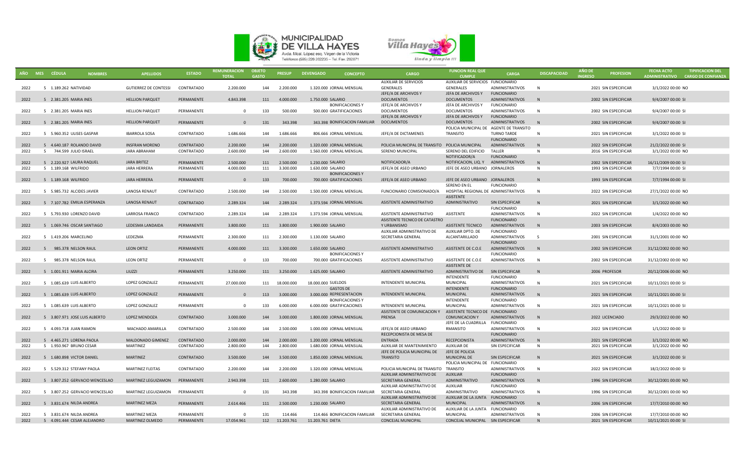| AÑO | MES | CÉDULA | NOMBRES | APELLIDOS | ESTADO | REMUNERACION TOTAL | OBJETO GASTO | PRESUP | DEVENGADO | CONCEPTO | CARGO | FUNCION REAL QUE CUMPLE | CARGA | DISCAPACIDAD | AÑO DE INGRESO | PROFESION | FECHA ACTO ADMINISTRATIVO | TIPIFICACION DEL CARGO DE CONFIANZA |
|---|---|---|---|---|---|---|---|---|---|---|---|---|---|---|---|---|---|---|
| 2022 | 5 | 1.189.262 | NATIVIDAD | GUTIERREZ DE CONTESSI | CONTRATADO | 2.200.000 | 144 | 2.200.000 | 1.320.000 | JORNAL MENSUAL | AUXILIAR DE SERVICIOS GENERALES | AUXILIAR DE SERVICIOS GENERALES | FUNCIONARIO ADMINISTRATIVOS | N | 2021 | SIN ESPECIFICAR | 3/1/2022 00:00 | NO |
| 2022 | 5 | 2.381.205 | MARIA INES | HELLION PARQUET | PERMANENTE | 4.843.398 | 111 | 4.000.000 | 1.750.000 | SALARIO | JEFE/A DE ARCHIVOS Y DOCUMENTOS | JEFA DE ARCHIVOS Y DOCUMENTOS | FUNCIONARIO ADMINISTRATIVOS | N | 2002 | SIN ESPECIFICAR | 9/4/2007 00:00 | SI |
| 2022 | 5 | 2.381.205 | MARIA INES | HELLION PARQUET | PERMANENTE | 0 | 133 | 500.000 | 500.000 | BONIFICACIONES Y GRATIFICACIONES | JEFE/A DE ARCHIVOS Y DOCUMENTOS | JEFA DE ARCHIVOS Y DOCUMENTOS | FUNCIONARIO ADMINISTRATIVOS | N | 2002 | SIN ESPECIFICAR | 9/4/2007 00:00 | SI |
| 2022 | 5 | 2.381.205 | MARIA INES | HELLION PARQUET | PERMANENTE | 0 | 131 | 343.398 | 343.398 | BONIFICACION FAMILIAR | JEFE/A DE ARCHIVOS Y DOCUMENTOS | JEFA DE ARCHIVOS Y DOCUMENTOS | FUNCIONARIO ADMINISTRATIVOS | N | 2002 | SIN ESPECIFICAR | 9/4/2007 00:00 | SI |
| 2022 | 5 | 5.960.352 | ULISES GASPAR | IBARROLA SOSA | CONTRATADO | 1.686.666 | 144 | 1.686.666 | 806.666 | JORNAL MENSUAL | JEFE/A DE DICTAMENES | POLICIA MUNICIPAL DE TRANSITO | AGENTE DE TRANSITO TURNO TARDE | N | 2021 | SIN ESPECIFICAR | 3/1/2022 00:00 | SI |
| 2022 | 5 | 4.640.187 | ROLANDO DAVID | INSFRAN MORENO | CONTRATADO | 2.200.000 | 144 | 2.200.000 | 1.320.000 | JORNAL MENSUAL | POLICIA MUNICIPAL DE TRANSITO | POLICIA MUNICIPAL | FUNCIONARIO ADMINISTRATIVOS | N | 2022 | SIN ESPECIFICAR | 21/2/2022 00:00 | SI |
| 2022 | 5 | 744.599 | JULIO ISRAEL | JARA ABRAHAM | CONTRATADO | 2.600.000 | 144 | 2.600.000 | 1.560.000 | JORNAL MENSUAL | SERENO MUNICIPAL | SERENO DEL EDIFICIO | TALLER | N | 2016 | SIN ESPECIFICAR | 3/1/2022 00:00 | NO |
| 2022 | 5 | 2.220.927 | LAURA RAQUEL | JARA BRITEZ | PERMANENTE | 2.500.000 | 111 | 2.500.000 | 1.230.000 | SALARIO | NOTIFICADOR/A | NOTIFICADOR/A NOTIFICACION, LIQ. Y | FUNCIONARIO ADMINISTRATIVOS | N | 2002 | SIN ESPECIFICAR | 16/11/2009 00:00 | SI |
| 2022 | 5 | 1.189.168 | WILFRIDO | JARA HERRERA | PERMANENTE | 4.000.000 | 111 | 3.300.000 | 1.630.000 | SALARIO | JEFE/A DE ASEO URBANO | JEFE DE ASEO URBANO | JORNALEROS | N | 1993 | SIN ESPECIFICAR | 7/7/1994 00:00 | SI |
| 2022 | 5 | 1.189.168 | WILFRIDO | JARA HERRERA | PERMANENTE | 0 | 133 | 700.000 | 700.000 | BONIFICACIONES Y GRATIFICACIONES | JEFE/A DE ASEO URBANO | JEFE DE ASEO URBANO | JORNALEROS | N | 1993 | SIN ESPECIFICAR | 7/7/1994 00:00 | SI |
| 2022 | 5 | 5.985.732 | ALCIDES JAVIER | LANOSA RENAUT | CONTRATADO | 2.500.000 | 144 | 2.500.000 | 1.500.000 | JORNAL MENSUAL | FUNCIONARIO COMISIONADO/A | SERENO EN EL HOSPITAL REGIONAL DE | FUNCIONARIO ADMINISTRATIVOS | N | 2022 | SIN ESPECIFICAR | 27/1/2022 00:00 | NO |
| 2022 | 5 | 7.107.782 | EMILIA ESPERANZA | LANOSA RENAUT | CONTRATADO | 2.289.324 | 144 | 2.289.324 | 1.373.594 | JORNAL MENSUAL | ASISTENTE ADMINISTRATIVO | ASISTENTE ADMINISTRATIVO | SIN ESPECIFICAR | N | 2021 | SIN ESPECIFICAR | 3/1/2022 00:00 | NO |
| 2022 | 5 | 5.793.930 | LORENZO DAVID | LARROSA FRANCO | CONTRATADO | 2.289.324 | 144 | 2.289.324 | 1.373.594 | JORNAL MENSUAL | ASISTENTE ADMINISTRATIVO | ASISTENTE | FUNCIONARIO ADMINISTRATIVOS | N | 2022 | SIN ESPECIFICAR | 1/4/2022 00:00 | NO |
| 2022 | 5 | 1.069.746 | OSCAR SANTIAGO | LEDESMA LANDAIDA | PERMANENTE | 3.800.000 | 111 | 3.800.000 | 1.900.000 | SALARIO | ASISTENTE TECNICO DE CATASTRO Y URBANISMO | ASISTENTE TECNICO | FUNCIONARIO ADMINISTRATIVOS | N | 2003 | SIN ESPECIFICAR | 8/4/2003 00:00 | NO |
| 2022 | 5 | 1.419.206 | MARCELINO | LEDEZMA | PERMANENTE | 2.300.000 | 111 | 2.300.000 | 1.130.000 | SALARIO | AUXILIAR ADMINISTRATIVO DE SECRETARIA GENERAL | AUXILIAR DPTO. DE ALCANTARILLADO | FUNCIONARIO ADMINISTRATIVOS | S | 2001 | SIN ESPECIFICAR | 31/1/2001 00:00 | NO |
| 2022 | 5 | 985.378 | NELSON RAUL | LEON ORTIZ | PERMANENTE | 4.000.000 | 111 | 3.300.000 | 1.650.000 | SALARIO | ASISTENTE ADMINISTRATIVO | ASISTENTE DE C.O.E | FUNCIONARIO ADMINISTRATIVOS | N | 2002 | SIN ESPECIFICAR | 31/12/2002 00:00 | NO |
| 2022 | 5 | 985.378 | NELSON RAUL | LEON ORTIZ | PERMANENTE | 0 | 133 | 700.000 | 700.000 | BONIFICACIONES Y GRATIFICACIONES | ASISTENTE ADMINISTRATIVO | ASISTENTE DE C.O.E | FUNCIONARIO ADMINISTRATIVOS | N | 2002 | SIN ESPECIFICAR | 31/12/2002 00:00 | NO |
| 2022 | 5 | 1.001.911 | MARIA ALCIRA | LIUZZI | PERMANENTE | 3.250.000 | 111 | 3.250.000 | 1.625.000 | SALARIO | ASISTENTE ADMINISTRATIVO | ASISTENTE DE ADMINISTRATIVO DE | SIN ESPECIFICAR | N | 2006 | PROFESOR | 20/12/2006 00:00 | NO |
| 2022 | 5 | 1.085.639 | LUIS ALBERTO | LOPEZ GONZALEZ | PERMANENTE | 27.000.000 | 111 | 18.000.000 | 18.000.000 | SUELDOS | INTENDENTE MUNICIPAL | INTENDENTE MUNICIPAL | FUNCIONARIO ADMINISTRATIVOS | N | 2021 | SIN ESPECIFICAR | 10/11/2021 00:00 | SI |
| 2022 | 5 | 1.085.639 | LUIS ALBERTO | LOPEZ GONZALEZ | PERMANENTE | 0 | 113 | 3.000.000 | 3.000.000 | GASTOS DE REPRESENTACION | INTENDENTE MUNICIPAL | INTENDENTE MUNICIPAL | FUNCIONARIO ADMINISTRATIVOS | N | 2021 | SIN ESPECIFICAR | 10/11/2021 00:00 | SI |
| 2022 | 5 | 1.085.639 | LUIS ALBERTO | LOPEZ GONZALEZ | PERMANENTE | 0 | 133 | 6.000.000 | 6.000.000 | BONIFICACIONES Y GRATIFICACIONES | INTENDENTE MUNICIPAL | INTENDENTE MUNICIPAL | FUNCIONARIO ADMINISTRATIVOS | N | 2021 | SIN ESPECIFICAR | 10/11/2021 00:00 | SI |
| 2022 | 5 | 3.807.971 | JOSE LUIS ALBERTO | LOPEZ MENDOZA | CONTRATADO | 3.000.000 | 144 | 3.000.000 | 1.800.000 | JORNAL MENSUAL | ASISTENTE DE COMUNICACION Y PRENSA | ASISTENTE TECNICO DE COMUNICACION Y | FUNCIONARIO ADMINISTRATIVOS | N | 2022 | LICENCIADO | 29/3/2022 00:00 | NO |
| 2022 | 5 | 4.093.718 | JUAN RAMON | MACHADO AMARILLA | CONTRATADO | 2.500.000 | 144 | 2.500.000 | 1.000.000 | JORNAL MENSUAL | JEFE/A DE ASEO URBANO | JEFE DE LA CUADRILLA RMANSITO | FUNCIONARIO ADMINISTRATIVOS | N | 2022 | SIN ESPECIFICAR | 1/1/2022 00:00 | SI |
| 2022 | 5 | 4.465.271 | LORENA PAOLA | MALDONADO GIMENEZ | CONTRATADO | 2.000.000 | 144 | 2.000.000 | 1.200.000 | JORNAL MENSUAL | RECEPCIONISTA DE MESA DE ENTRADA | RECEPCIONISTA | FUNCIONARIO ADMINISTRATIVOS | N | 2021 | SIN ESPECIFICAR | 3/1/2022 00:00 | NO |
| 2022 | 5 | 1.950.967 | BRUNO CESAR | MARTINEZ | CONTRATADO | 2.800.000 | 144 | 2.800.000 | 1.680.000 | JORNAL MENSUAL | AUXILIAR DE MANTENIMIENTO | AUXILIAR DE | SIN ESPECIFICAR | N | 2021 | SIN ESPECIFICAR | 3/1/2022 00:00 | NO |
| 2022 | 5 | 1.680.898 | VICTOR DANIEL | MARTINEZ | CONTRATADO | 3.500.000 | 144 | 3.500.000 | 1.850.000 | JORNAL MENSUAL | JEFE DE POLICIA MUNICIPAL DE TRANSITO | JEFE DE POLICIA MUNICIPAL DE | SIN ESPECIFICAR | N | 2021 | SIN ESPECIFICAR | 3/1/2022 00:00 | SI |
| 2022 | 5 | 5.529.312 | STEFANY PAOLA | MARTINEZ FLEITAS | CONTRATADO | 2.200.000 | 144 | 2.200.000 | 1.320.000 | JORNAL MENSUAL | POLICIA MUNICIPAL DE TRANSITO | POLICIA MUNICIPAL DE TRANSITO | FUNCIONARIO ADMINISTRATIVOS | N | 2022 | SIN ESPECIFICAR | 18/2/2022 00:00 | SI |
| 2022 | 5 | 3.807.252 | GERVACIO WENCESLAO | MARTINEZ LEGUIZAMON | PERMANENTE | 2.943.398 | 111 | 2.600.000 | 1.280.000 | SALARIO | AUXILIAR ADMINISTRATIVO DE SECRETARIA GENERAL | AUXILIAR ADMINISTRATIVO | FUNCIONARIO ADMINISTRATIVOS | N | 1996 | SIN ESPECIFICAR | 30/12/2001 00:00 | NO |
| 2022 | 5 | 3.807.252 | GERVACIO WENCESLAO | MARTINEZ LEGUIZAMON | PERMANENTE | 0 | 131 | 343.398 | 343.398 | BONIFICACION FAMILIAR | AUXILIAR ADMINISTRATIVO DE SECRETARIA GENERAL | AUXILIAR ADMINISTRATIVO | FUNCIONARIO ADMINISTRATIVOS | N | 1996 | SIN ESPECIFICAR | 30/12/2001 00:00 | NO |
| 2022 | 5 | 3.831.674 | NILDA ANDREA | MARTINEZ MEZA | PERMANENTE | 2.614.466 | 111 | 2.500.000 | 1.230.000 | SALARIO | AUXILIAR ADMINISTRATIVO DE SECRETARIA GENERAL | AUXILIAR DE LA JUNTA MUNICIPAL | FUNCIONARIO ADMINISTRATIVOS | N | 2006 | SIN ESPECIFICAR | 17/7/2010 00:00 | NO |
| 2022 | 5 | 3.831.674 | NILDA ANDREA | MARTINEZ MEZA | PERMANENTE | 0 | 131 | 114.466 | 114.466 | BONIFICACION FAMILIAR | AUXILIAR ADMINISTRATIVO DE SECRETARIA GENERAL | AUXILIAR DE LA JUNTA MUNICIPAL | FUNCIONARIO ADMINISTRATIVOS | N | 2006 | SIN ESPECIFICAR | 17/7/2010 00:00 | NO |
| 2022 | 5 | 4.091.444 | CESAR ALEJANDRO | MARTINEZ OLMEDO | PERMANENTE | 17.054.961 | 112 | 11.203.761 | 11.203.761 | DIETA | CONCEJAL MUNICIPAL | CONCEJAL MUNICIPAL | SIN ESPECIFICAR | N | 2021 | SIN ESPECIFICAR | 10/11/2021 00:00 | SI |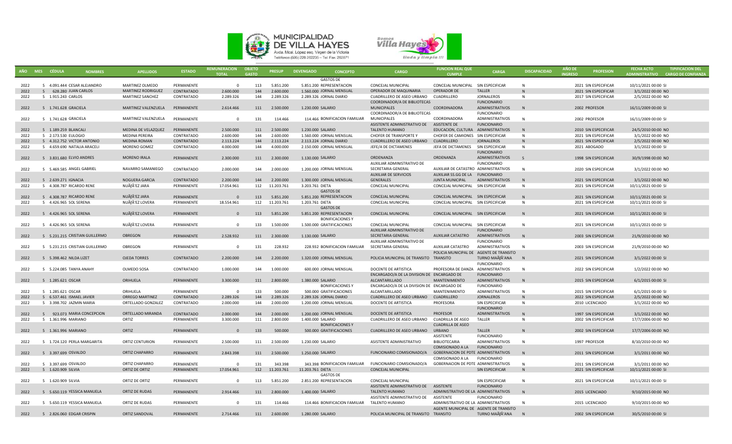| AÑO | MES | CÉDULA | NOMBRES | APELLIDOS | ESTADO | REMUNERACION TOTAL | OBJETO GASTO | PRESUP | DEVENGADO | CONCEPTO | CARGO | FUNCION REAL QUE CUMPLE | CARGA | DISCAPACIDAD | AÑO DE INGRESO | PROFESION | FECHA ACTO ADMINISTRATIVO | TIPIFICACION DEL CARGO DE CONFIANZA |
|---|---|---|---|---|---|---|---|---|---|---|---|---|---|---|---|---|---|---|
| 2022 | 5 | 4.091.444 | CESAR ALEJANDRO | MARTINEZ OLMEDO | PERMANENTE | 0 | 113 | 5.851.200 | 5.851.200 | GASTOS DE REPRESENTACION | CONCEJAL MUNICIPAL | CONCEJAL MUNICIPAL | SIN ESPECIFICAR | N | 2021 | SIN ESPECIFICAR | 10/11/2021 00:00 | SI |
| 2022 | 5 | 628.280 | JUAN CARLOS | MARTINEZ RODRIGUEZ | CONTRATADO | 2.600.000 | 144 | 2.600.000 | 1.560.000 | JORNAL MENSUAL | OPERADOR DE MAQUINARIA | OPERADOR DE | TALLER | N | 2021 | SIN ESPECIFICAR | 3/1/2022 00:00 | NO |
| 2022 | 5 | 1.915.243 | CARLOS | MARTINEZ SANCHEZ | CONTRATADO | 2.289.326 | 144 | 2.289.326 | 2.289.326 | JORNAL DIARIO | CUADRILLERO DE ASEO URBANO | CUADRILLERO | JORNALEROS | N | 2017 | SIN ESPECIFICAR | 2/5/2022 00:00 | NO |
| 2022 | 5 | 1.741.628 | GRACIELA | MARTINEZ VALENZUELA | PERMANENTE | 2.614.466 | 111 | 2.500.000 | 1.230.000 | SALARIO | COORDINADOR/A DE BIBLIOTECAS MUNICIPALES | COORDINADORA | FUNCIONARIO ADMINISTRATIVOS | N | 2002 | PROFESOR | 16/11/2009 00:00 | SI |
| 2022 | 5 | 1.741.628 | GRACIELA | MARTINEZ VALENZUELA | PERMANENTE | 0 | 131 | 114.466 | 114.466 | BONIFICACION FAMILIAR | COORDINADOR/A DE BIBLIOTECAS MUNICIPALES | COORDINADORA | FUNCIONARIO ADMINISTRATIVOS | N | 2002 | PROFESOR | 16/11/2009 00:00 | SI |
| 2022 | 5 | 1.189.259 | BLANCALI | MEDINA DE VELAZQUEZ | PERMANENTE | 2.500.000 | 111 | 2.500.000 | 1.230.000 | SALARIO | ASISTENTE ADMINISTRATIVO DE TALENTO HUMANO | ASISTENTE DE EDUCACION, CULTURA | FUNCIONARIO ADMINISTRATIVOS | N | 2010 | SIN ESPECIFICAR | 24/5/2010 00:00 | NO |
| 2022 | 5 | 2.173.530 | EULOGIO | MEDINA PEREIRA | CONTRATADO | 2.600.000 | 144 | 2.600.000 | 1.560.000 | JORNAL MENSUAL | CHOFER DE TRANSPORTE Y | CHOFER DE CAMIONES | SIN ESPECIFICAR | N | 2021 | SIN ESPECIFICAR | 3/1/2022 00:00 | NO |
| 2022 | 5 | 4.312.752 | VICTOR ANTONIO | MEDINA ROMAN | CONTRATADO | 2.113.224 | 144 | 2.113.224 | 2.113.224 | JORNAL DIARIO | CUADRILLERO DE ASEO URBANO | CUADRILLERO | JORNALEROS | N | 2021 | SIN ESPECIFICAR | 2/5/2022 00:00 | NO |
| 2022 | 5 | 4.659.690 | NATALIA ARACELI | MORENO GOMEZ | CONTRATADO | 4.000.000 | 144 | 4.000.000 | 2.150.000 | JORNAL MENSUAL | JEFE/A DE DICTAMENES | JEFA DE DICTAMENES | SIN ESPECIFICAR | N | 2021 | ABOGADO | 3/1/2022 00:00 | SI |
| 2022 | 5 | 3.831.680 | ELVIO ANDRES | MORENO IRALA | PERMANENTE | 2.300.000 | 111 | 2.300.000 | 1.130.000 | SALARIO | ORDENANZA | ORDENANZA | FUNCIONARIO ADMINISTRATIVOS | S | 1998 | SIN ESPECIFICAR | 30/9/1998 00:00 | NO |
| 2022 | 5 | 5.469.585 | ANGEL GABRIEL | NAVARRO SAMANIEGO | CONTRATADO | 2.000.000 | 144 | 2.000.000 | 1.200.000 | JORNAL MENSUAL | AUXILIAR ADMINISTRATIVO DE SECRETARIA GENERAL | AUXILIAR DE CATASTRO | FUNCIONARIO ADMINISTRATIVOS | N | 2020 | SIN ESPECIFICAR | 3/1/2022 00:00 | NO |
| 2022 | 5 | 2.639.271 | IGNACIA | NOGUERA GARCIA | CONTRATADO | 2.200.000 | 144 | 2.200.000 | 1.300.000 | JORNAL MENSUAL | AUXILIAR DE SERVICIOS GENERALES | AUXILIAR SS.GG DE LA JUNTA MUNICIPAL | FUNCIONARIO ADMINISTRATIVOS | N | 2021 | SIN ESPECIFICAR | 3/1/2022 00:00 | NO |
| 2022 | 5 | 4.308.787 | RICARDO RENE | NUÃƒÂ'EZ JARA | PERMANENTE | 17.054.961 | 112 | 11.203.761 | 3.203.761 | DIETA | CONCEJAL MUNICIPAL | CONCEJAL MUNICIPAL | SIN ESPECIFICAR | N | 2021 | SIN ESPECIFICAR | 10/11/2021 00:00 | SI |
| 2022 | 5 | 4.308.787 | RICARDO RENE | NUÃƒÂ'EZ JARA | PERMANENTE | 0 | 113 | 5.851.200 | 5.851.200 | GASTOS DE REPRESENTACION | CONCEJAL MUNICIPAL | CONCEJAL MUNICIPAL | SIN ESPECIFICAR | N | 2021 | SIN ESPECIFICAR | 10/11/2021 00:00 | SI |
| 2022 | 5 | 4.426.965 | SOL SERENA | NUÃƒÂ'EZ LOVERA | PERMANENTE | 18.554.961 | 112 | 11.203.761 | 1.203.761 | DIETA | CONCEJAL MUNICIPAL | CONCEJAL MUNICIPAL | SIN ESPECIFICAR | N | 2021 | SIN ESPECIFICAR | 10/11/2021 00:00 | SI |
| 2022 | 5 | 4.426.965 | SOL SERENA | NUÃƒÂ'EZ LOVERA | PERMANENTE | 0 | 113 | 5.851.200 | 5.851.200 | GASTOS DE REPRESENTACION | CONCEJAL MUNICIPAL | CONCEJAL MUNICIPAL | SIN ESPECIFICAR | N | 2021 | SIN ESPECIFICAR | 10/11/2021 00:00 | SI |
| 2022 | 5 | 4.426.965 | SOL SERENA | NUÃƒÂ'EZ LOVERA | PERMANENTE | 0 | 133 | 1.500.000 | 1.500.000 | BONIFICACIONES Y GRATIFICACIONES | CONCEJAL MUNICIPAL | CONCEJAL MUNICIPAL | SIN ESPECIFICAR | N | 2021 | SIN ESPECIFICAR | 10/11/2021 00:00 | SI |
| 2022 | 5 | 5.231.215 | CRISTIAN GUILLERMO | OBREGON | PERMANENTE | 2.528.932 | 111 | 2.300.000 | 1.130.000 | SALARIO | AUXILIAR ADMINISTRATIVO DE SECRETARIA GENERAL | AUXILIAR CATASTRO | FUNCIONARIO ADMINISTRATIVOS | N | 2003 | SIN ESPECIFICAR | 21/9/2010 00:00 | NO |
| 2022 | 5 | 5.231.215 | CRISTIAN GUILLERMO | OBREGON | PERMANENTE | 0 | 131 | 228.932 | 228.932 | BONIFICACION FAMILIAR | AUXILIAR ADMINISTRATIVO DE SECRETARIA GENERAL | AUXILIAR CATASTRO | FUNCIONARIO ADMINISTRATIVOS | N | 2003 | SIN ESPECIFICAR | 21/9/2010 00:00 | NO |
| 2022 | 5 | 5.398.462 | NILDA LIZET | OJEDA TORRES | CONTRATADO | 2.200.000 | 144 | 2.200.000 | 1.320.000 | JORNAL MENSUAL | POLICIA MUNICIPAL DE TRANSITO | POLICIA MUNICIPAL DE TRANSITO | AGENTE DE TRANSITO TURNO MAÃƒÂ'ANA | N | 2021 | SIN ESPECIFICAR | 3/1/2022 00:00 | SI |
| 2022 | 5 | 5.224.085 | TANYA ANAHY | OLMEDO SOSA | CONTRATADO | 1.000.000 | 144 | 1.000.000 | 600.000 | JORNAL MENSUAL | DOCENTE DE ARTISTICA | PROFESORA DE DANZA | FUNCIONARIO ADMINISTRATIVOS | N | 2022 | SIN ESPECIFICAR | 1/2/2022 00:00 | NO |
| 2022 | 5 | 1.285.621 | OSCAR | ORIHUELA | PERMANENTE | 3.300.000 | 111 | 2.800.000 | 1.380.000 | SALARIO | ENCARGADO/A DE LA DIVISION DE ALCANTARILLADO | ENCARGADO DE MANTENIMIENTO | FUNCIONARIO ADMINISTRATIVOS | N | 2015 | SIN ESPECIFICAR | 6/1/2015 00:00 | SI |
| 2022 | 5 | 1.285.621 | OSCAR | ORIHUELA | PERMANENTE | 0 | 133 | 500.000 | 500.000 | BONIFICACIONES Y GRATIFICACIONES | ENCARGADO/A DE LA DIVISION DE ALCANTARILLADO | ENCARGADO DE MANTENIMIENTO | FUNCIONARIO ADMINISTRATIVOS | N | 2015 | SIN ESPECIFICAR | 6/1/2015 00:00 | SI |
| 2022 | 5 | 6.537.461 | ISMAEL JAVIER | ORREGO MARTINEZ | CONTRATADO | 2.289.326 | 144 | 2.289.326 | 2.289.326 | JORNAL DIARIO | CUADRILLERO DE ASEO URBANO | CUADRILLERO | JORNALEROS | N | 2022 | SIN ESPECIFICAR | 2/5/2022 00:00 | NO |
| 2022 | 5 | 3.398.702 | JAZMIN MARIA | ORTELLADO GONZALEZ | CONTRATADO | 2.000.000 | 144 | 2.000.000 | 1.200.000 | JORNAL MENSUAL | DOCENTE DE ARTISTICA | PROFESORA | SIN ESPECIFICAR | N | 2010 | LICENCIADO | 3/1/2022 00:00 | NO |
| 2022 | 5 | 923.073 | MARIA CONCEPCION | ORTELLADO MIRANDA | CONTRATADO | 2.000.000 | 144 | 2.000.000 | 1.200.000 | JORNAL MENSUAL | DOCENTE DE ARTISTICA | PROFESOR | FUNCIONARIO ADMINISTRATIVOS | N | 1997 | SIN ESPECIFICAR | 3/1/2022 00:00 | NO |
| 2022 | 5 | 1.361.996 | MARIANO | ORTIZ | PERMANENTE | 3.300.000 | 111 | 2.800.000 | 1.400.000 | SALARIO | CUADRILLERO DE ASEO URBANO | CUADRILLA DE ASEO | TALLER | N | 2002 | SIN ESPECIFICAR | 17/7/2006 00:00 | NO |
| 2022 | 5 | 1.361.996 | MARIANO | ORTIZ | PERMANENTE | 0 | 133 | 500.000 | 500.000 | BONIFICACIONES Y GRATIFICACIONES | CUADRILLERO DE ASEO URBANO | CUADRILLA DE ASEO URBANO | TALLER | N | 2002 | SIN ESPECIFICAR | 17/7/2006 00:00 | NO |
| 2022 | 5 | 1.724.120 | PERLA MARGARITA | ORTIZ CENTURION | PERMANENTE | 2.500.000 | 111 | 2.500.000 | 1.230.000 | SALARIO | ASISTENTE ADMINISTRATIVO | ASISTENTE BIBLIOTECARIA | FUNCIONARIO ADMINISTRATIVOS | N | 1997 | PROFESOR | 8/10/2010 00:00 | NO |
| 2022 | 5 | 3.397.699 | OSVALDO | ORTIZ CHAPARRO | PERMANENTE | 2.843.398 | 111 | 2.500.000 | 1.250.000 | SALARIO | FUNCIONARIO COMISIONADO/A | COMISIONADO A LA GOBERNACION DE PDTE | FUNCIONARIO ADMINISTRATIVOS | N | 2011 | SIN ESPECIFICAR | 3/1/2011 00:00 | NO |
| 2022 | 5 | 3.397.699 | OSVALDO | ORTIZ CHAPARRO | PERMANENTE | 0 | 131 | 343.398 | 343.398 | BONIFICACION FAMILIAR | FUNCIONARIO COMISIONADO/A | COMISIONADO A LA GOBERNACION DE PDTE | FUNCIONARIO ADMINISTRATIVOS | N | 2011 | SIN ESPECIFICAR | 3/1/2011 00:00 | NO |
| 2022 | 5 | 1.620.909 | SILVIA | ORTIZ DE ORTIZ | PERMANENTE | 17.054.961 | 112 | 11.203.761 | 11.203.761 | DIETA | CONCEJAL MUNICIPAL | | SIN ESPECIFICAR | N | 2021 | SIN ESPECIFICAR | 10/11/2021 00:00 | SI |
| 2022 | 5 | 1.620.909 | SILVIA | ORTIZ DE ORTIZ | PERMANENTE | 0 | 113 | 5.851.200 | 2.851.200 | GASTOS DE REPRESENTACION | CONCEJAL MUNICIPAL | | SIN ESPECIFICAR | N | 2021 | SIN ESPECIFICAR | 10/11/2021 00:00 | SI |
| 2022 | 5 | 5.650.119 | YESSICA MANUELA | ORTIZ DE RUDAS | PERMANENTE | 2.914.466 | 111 | 2.800.000 | 1.400.000 | SALARIO | ASISTENTE ADMINISTRATIVO DE TALENTO HUMANO | ASISTENTE ADMINISTRATIVO DE LA | FUNCIONARIO ADMINISTRATIVOS | N | 2015 | LICENCIADO | 9/10/2015 00:00 | NO |
| 2022 | 5 | 5.650.119 | YESSICA MANUELA | ORTIZ DE RUDAS | PERMANENTE | 0 | 131 | 114.466 | 114.466 | BONIFICACION FAMILIAR | ASISTENTE ADMINISTRATIVO DE TALENTO HUMANO | ASISTENTE ADMINISTRATIVO DE LA | FUNCIONARIO ADMINISTRATIVOS | N | 2015 | LICENCIADO | 9/10/2015 00:00 | NO |
| 2022 | 5 | 2.826.060 | EDGAR CRISPIN | ORTIZ SANDOVAL | PERMANENTE | 2.714.466 | 111 | 2.600.000 | 1.280.000 | SALARIO | POLICIA MUNICIPAL DE TRANSITO | AGENTE MUNICIPAL DE TRANSITO | AGENTE DE TRANSITO TURNO MAÃƒÂ'ANA | N | 2002 | SIN ESPECIFICAR | 30/5/2010 00:00 | SI |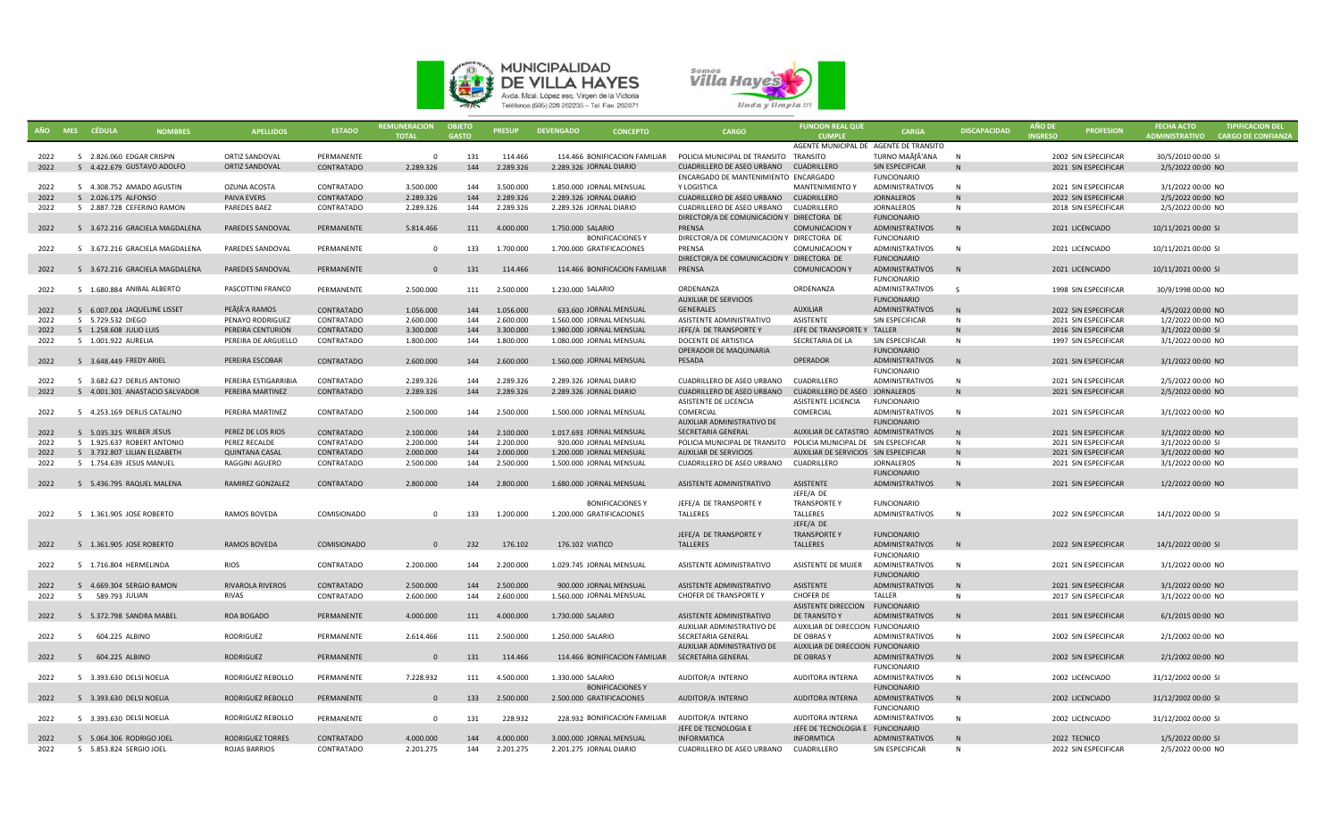| AÑO | MES | CÉDULA | NOMBRES | APELLIDOS | ESTADO | REMUNERACION TOTAL | OBJETO GASTO | PRESUP | DEVENGADO | CONCEPTO | CARGO | FUNCION REAL QUE CUMPLE | CARGA | DISCAPACIDAD | AÑO DE INGRESO | PROFESION | FECHA ACTO ADMINISTRATIVO | TIPIFICACION DEL CARGO DE CONFIANZA |
|---|---|---|---|---|---|---|---|---|---|---|---|---|---|---|---|---|---|---|
| 2022 | 5 | 2.826.060 | EDGAR CRISPIN | ORTIZ SANDOVAL | PERMANENTE | 0 | 131 | 114.466 | 114.466 | BONIFICACION FAMILIAR | POLICIA MUNICIPAL DE TRANSITO | AGENTE MUNICIPAL DE TRANSITO | AGENTE DE TRANSITO TURNO MAÃƑÃ'ANA | N | 2002 | SIN ESPECIFICAR | 30/5/2010 00:00 | SI |
| 2022 | 5 | 4.422.679 | GUSTAVO ADOLFO | ORTIZ SANDOVAL | CONTRATADO | 2.289.326 | 144 | 2.289.326 | 2.289.326 | JORNAL DIARIO | CUADRILLERO DE ASEO URBANO | CUADRILLERO | SIN ESPECIFICAR | N | 2021 | SIN ESPECIFICAR | 2/5/2022 00:00 | NO |
| 2022 | 5 | 4.308.752 | AMADO AGUSTIN | OZUNA ACOSTA | CONTRATADO | 3.500.000 | 144 | 3.500.000 | 1.850.000 | JORNAL MENSUAL | ENCARGADO DE MANTENIMIENTO Y LOGISTICA | ENCARGADO MANTENIMIENTO Y | FUNCIONARIO ADMINISTRATIVOS | N | 2021 | SIN ESPECIFICAR | 3/1/2022 00:00 | NO |
| 2022 | 5 | 2.026.175 | ALFONSO | PAIVA EVERS | CONTRATADO | 2.289.326 | 144 | 2.289.326 | 2.289.326 | JORNAL DIARIO | CUADRILLERO DE ASEO URBANO | CUADRILLERO | JORNALEROS | N | 2022 | SIN ESPECIFICAR | 2/5/2022 00:00 | NO |
| 2022 | 5 | 2.887.728 | CEFERINO RAMON | PAREDES BAEZ | CONTRATADO | 2.289.326 | 144 | 2.289.326 | 2.289.326 | JORNAL DIARIO | CUADRILLERO DE ASEO URBANO | CUADRILLERO | JORNALEROS | N | 2018 | SIN ESPECIFICAR | 2/5/2022 00:00 | NO |
| 2022 | 5 | 3.672.216 | GRACIELA MAGDALENA | PAREDES SANDOVAL | PERMANENTE | 5.814.466 | 111 | 4.000.000 | 1.750.000 | SALARIO | DIRECTOR/A DE COMUNICACION Y PRENSA | DIRECTORA DE COMUNICACION Y | FUNCIONARIO ADMINISTRATIVOS | N | 2021 | LICENCIADO | 10/11/2021 00:00 | SI |
| 2022 | 5 | 3.672.216 | GRACIELA MAGDALENA | PAREDES SANDOVAL | PERMANENTE | 0 | 133 | 1.700.000 | 1.700.000 | BONIFICACIONES Y GRATIFICACIONES | DIRECTOR/A DE COMUNICACION Y PRENSA | DIRECTORA DE COMUNICACION Y | FUNCIONARIO ADMINISTRATIVOS | N | 2021 | LICENCIADO | 10/11/2021 00:00 | SI |
| 2022 | 5 | 3.672.216 | GRACIELA MAGDALENA | PAREDES SANDOVAL | PERMANENTE | 0 | 131 | 114.466 | 114.466 | BONIFICACION FAMILIAR | DIRECTOR/A DE COMUNICACION Y PRENSA | DIRECTORA DE COMUNICACION Y | FUNCIONARIO ADMINISTRATIVOS | N | 2021 | LICENCIADO | 10/11/2021 00:00 | SI |
| 2022 | 5 | 1.680.884 | ANIBAL ALBERTO | PASCOTTINI FRANCO | PERMANENTE | 2.500.000 | 111 | 2.500.000 | 1.230.000 | SALARIO | ORDENANZA | ORDENANZA | FUNCIONARIO ADMINISTRATIVOS | S | 1998 | SIN ESPECIFICAR | 30/9/1998 00:00 | NO |
| 2022 | 5 | 6.007.004 | JAQUELINE LISSET | PEÃƑÂ'A RAMOS | CONTRATADO | 1.056.000 | 144 | 1.056.000 | 633.600 | JORNAL MENSUAL | AUXILIAR DE SERVICIOS GENERALES | AUXILIAR | FUNCIONARIO ADMINISTRATIVOS | N | 2022 | SIN ESPECIFICAR | 4/5/2022 00:00 | NO |
| 2022 | 5 | 5.729.532 | DIEGO | PENAYO RODRIGUEZ | CONTRATADO | 2.600.000 | 144 | 2.600.000 | 1.560.000 | JORNAL MENSUAL | ASISTENTE ADMINISTRATIVO | ASISTENTE | SIN ESPECIFICAR | N | 2021 | SIN ESPECIFICAR | 1/2/2022 00:00 | NO |
| 2022 | 5 | 1.258.608 | JULIO LUIS | PEREIRA CENTURION | CONTRATADO | 3.300.000 | 144 | 3.300.000 | 1.980.000 | JORNAL MENSUAL | JEFE/A DE TRANSPORTE Y | JEFE DE TRANSPORTE Y | TALLER | N | 2016 | SIN ESPECIFICAR | 3/1/2022 00:00 | SI |
| 2022 | 5 | 1.001.922 | AURELIA | PEREIRA DE ARGUELLO | CONTRATADO | 1.800.000 | 144 | 1.800.000 | 1.080.000 | JORNAL MENSUAL | DOCENTE DE ARTISTICA | SECRETARIA DE LA | SIN ESPECIFICAR | N | 1997 | SIN ESPECIFICAR | 3/1/2022 00:00 | NO |
| 2022 | 5 | 3.648.449 | FREDY ARIEL | PEREIRA ESCOBAR | CONTRATADO | 2.600.000 | 144 | 2.600.000 | 1.560.000 | JORNAL MENSUAL | OPERADOR DE MAQUINARIA PESADA | OPERADOR | FUNCIONARIO ADMINISTRATIVOS | N | 2021 | SIN ESPECIFICAR | 3/1/2022 00:00 | NO |
| 2022 | 5 | 3.682.627 | DERLIS ANTONIO | PEREIRA ESTIGARRIBIA | CONTRATADO | 2.289.326 | 144 | 2.289.326 | 2.289.326 | JORNAL DIARIO | CUADRILLERO DE ASEO URBANO | CUADRILLERO | FUNCIONARIO ADMINISTRATIVOS | N | 2021 | SIN ESPECIFICAR | 2/5/2022 00:00 | NO |
| 2022 | 5 | 4.001.301 | ANASTACIO SALVADOR | PEREIRA MARTINEZ | CONTRATADO | 2.289.326 | 144 | 2.289.326 | 2.289.326 | JORNAL DIARIO | CUADRILLERO DE ASEO URBANO | CUADRILLERO DE ASEO | JORNALEROS | N | 2021 | SIN ESPECIFICAR | 2/5/2022 00:00 | NO |
| 2022 | 5 | 4.253.169 | DERLIS CATALINO | PEREIRA MARTINEZ | CONTRATADO | 2.500.000 | 144 | 2.500.000 | 1.500.000 | JORNAL MENSUAL | ASISTENTE DE LICENCIA COMERCIAL | ASISTENTE LICIENCIA COMERCIAL | FUNCIONARIO ADMINISTRATIVOS | N | 2021 | SIN ESPECIFICAR | 3/1/2022 00:00 | NO |
| 2022 | 5 | 5.035.325 | WILBER JESUS | PEREZ DE LOS RIOS | CONTRATADO | 2.100.000 | 144 | 2.100.000 | 1.017.693 | JORNAL MENSUAL | AUXILIAR ADMINISTRATIVO DE SECRETARIA GENERAL | AUXILIAR DE CATASTRO | FUNCIONARIO ADMINISTRATIVOS | N | 2021 | SIN ESPECIFICAR | 3/1/2022 00:00 | NO |
| 2022 | 5 | 1.925.637 | ROBERT ANTONIO | PEREZ RECALDE | CONTRATADO | 2.200.000 | 144 | 2.200.000 | 920.000 | JORNAL MENSUAL | POLICIA MUNICIPAL DE TRANSITO | POLICIA MUNICIPAL DE | SIN ESPECIFICAR | N | 2021 | SIN ESPECIFICAR | 3/1/2022 00:00 | SI |
| 2022 | 5 | 3.732.807 | LILIAN ELIZABETH | QUINTANA CASAL | CONTRATADO | 2.000.000 | 144 | 2.000.000 | 1.200.000 | JORNAL MENSUAL | AUXILIAR DE SERVICIOS | AUXILIAR DE SERVICIOS | SIN ESPECIFICAR | N | 2021 | SIN ESPECIFICAR | 3/1/2022 00:00 | NO |
| 2022 | 5 | 1.754.639 | JESUS MANUEL | RAGGINI AGUERO | CONTRATADO | 2.500.000 | 144 | 2.500.000 | 1.500.000 | JORNAL MENSUAL | CUADRILLERO DE ASEO URBANO | CUADRILLERO | JORNALEROS | N | 2021 | SIN ESPECIFICAR | 3/1/2022 00:00 | NO |
| 2022 | 5 | 5.436.795 | RAQUEL MALENA | RAMIREZ GONZALEZ | CONTRATADO | 2.800.000 | 144 | 2.800.000 | 1.680.000 | JORNAL MENSUAL | ASISTENTE ADMINISTRATIVO | ASISTENTE | FUNCIONARIO ADMINISTRATIVOS | N | 2021 | SIN ESPECIFICAR | 1/2/2022 00:00 | NO |
| 2022 | 5 | 1.361.905 | JOSE ROBERTO | RAMOS BOVEDA | COMISIONADO | 0 | 133 | 1.200.000 | 1.200.000 | BONIFICACIONES Y GRATIFICACIONES | JEFE/A DE TRANSPORTE Y TALLERES | JEFE/A DE TRANSPORTE Y TALLERES | FUNCIONARIO ADMINISTRATIVOS | N | 2022 | SIN ESPECIFICAR | 14/1/2022 00:00 | SI |
| 2022 | 5 | 1.361.905 | JOSE ROBERTO | RAMOS BOVEDA | COMISIONADO | 0 | 232 | 176.102 | 176.102 | VIATICO | JEFE/A DE TRANSPORTE Y TALLERES | JEFE/A DE TRANSPORTE Y TALLERES | FUNCIONARIO ADMINISTRATIVOS | N | 2022 | SIN ESPECIFICAR | 14/1/2022 00:00 | SI |
| 2022 | 5 | 1.716.804 | HERMELINDA | RIOS | CONTRATADO | 2.200.000 | 144 | 2.200.000 | 1.029.745 | JORNAL MENSUAL | ASISTENTE ADMINISTRATIVO | ASISTENTE DE MUJER | FUNCIONARIO ADMINISTRATIVOS | N | 2021 | SIN ESPECIFICAR | 3/1/2022 00:00 | NO |
| 2022 | 5 | 4.669.304 | SERGIO RAMON | RIVAROLA RIVEROS | CONTRATADO | 2.500.000 | 144 | 2.500.000 | 900.000 | JORNAL MENSUAL | ASISTENTE ADMINISTRATIVO | ASISTENTE | FUNCIONARIO ADMINISTRATIVOS | N | 2021 | SIN ESPECIFICAR | 3/1/2022 00:00 | NO |
| 2022 | 5 | 589.793 | JULIAN | RIVAS | CONTRATADO | 2.600.000 | 144 | 2.600.000 | 1.560.000 | JORNAL MENSUAL | CHOFER DE TRANSPORTE Y | CHOFER DE | TALLER | N | 2017 | SIN ESPECIFICAR | 3/1/2022 00:00 | NO |
| 2022 | 5 | 5.372.798 | SANDRA MABEL | ROA BOGADO | PERMANENTE | 4.000.000 | 111 | 4.000.000 | 1.730.000 | SALARIO | ASISTENTE ADMINISTRATIVO | ASISTENTE DIRECCION DE TRANSITO Y | FUNCIONARIO ADMINISTRATIVOS | N | 2011 | SIN ESPECIFICAR | 6/1/2015 00:00 | NO |
| 2022 | 5 | 604.225 | ALBINO | RODRIGUEZ | PERMANENTE | 2.614.466 | 111 | 2.500.000 | 1.250.000 | SALARIO | AUXILIAR ADMINISTRATIVO DE SECRETARIA GENERAL | AUXILIAR DE DIRECCION DE OBRAS Y | FUNCIONARIO ADMINISTRATIVOS | N | 2002 | SIN ESPECIFICAR | 2/1/2002 00:00 | NO |
| 2022 | 5 | 604.225 | ALBINO | RODRIGUEZ | PERMANENTE | 0 | 131 | 114.466 | 114.466 | BONIFICACION FAMILIAR | AUXILIAR ADMINISTRATIVO DE SECRETARIA GENERAL | AUXILIAR DE DIRECCION DE OBRAS Y | FUNCIONARIO ADMINISTRATIVOS | N | 2002 | SIN ESPECIFICAR | 2/1/2002 00:00 | NO |
| 2022 | 5 | 3.393.630 | DELSI NOELIA | RODRIGUEZ REBOLLO | PERMANENTE | 7.228.932 | 111 | 4.500.000 | 1.330.000 | SALARIO | AUDITOR/A INTERNO | AUDITORA INTERNA | FUNCIONARIO ADMINISTRATIVOS | N | 2002 | LICENCIADO | 31/12/2002 00:00 | SI |
| 2022 | 5 | 3.393.630 | DELSI NOELIA | RODRIGUEZ REBOLLO | PERMANENTE | 0 | 133 | 2.500.000 | 2.500.000 | BONIFICACIONES Y GRATIFICACIONES | AUDITOR/A INTERNO | AUDITORA INTERNA | FUNCIONARIO ADMINISTRATIVOS | N | 2002 | LICENCIADO | 31/12/2002 00:00 | SI |
| 2022 | 5 | 3.393.630 | DELSI NOELIA | RODRIGUEZ REBOLLO | PERMANENTE | 0 | 131 | 228.932 | 228.932 | BONIFICACION FAMILIAR | AUDITOR/A INTERNO | AUDITORA INTERNA | FUNCIONARIO ADMINISTRATIVOS | N | 2002 | LICENCIADO | 31/12/2002 00:00 | SI |
| 2022 | 5 | 5.064.306 | RODRIGO JOEL | RODRIGUEZ TORRES | CONTRATADO | 4.000.000 | 144 | 4.000.000 | 3.000.000 | JORNAL MENSUAL | JEFE DE TECNOLOGIA E INFORMATICA | JEFE DE TECNOLOGIA E INFORMTICA | FUNCIONARIO ADMINISTRATIVOS | N | 2022 | TECNICO | 1/5/2022 00:00 | SI |
| 2022 | 5 | 5.853.824 | SERGIO JOEL | ROJAS BARRIOS | CONTRATADO | 2.201.275 | 144 | 2.201.275 | 2.201.275 | JORNAL DIARIO | CUADRILLERO DE ASEO URBANO | CUADRILLERO | SIN ESPECIFICAR | N | 2022 | SIN ESPECIFICAR | 2/5/2022 00:00 | NO |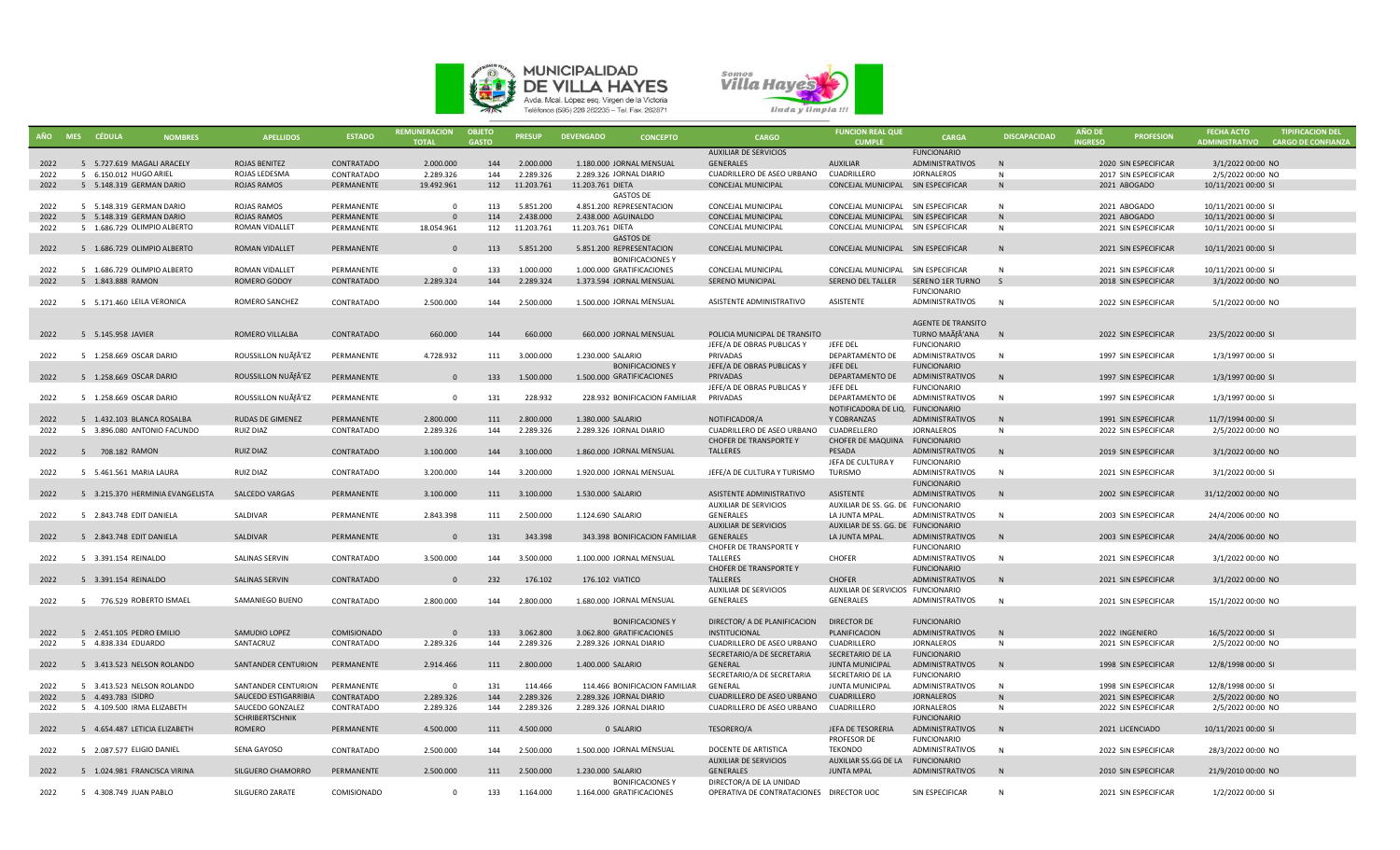MUNICIPALIDAD DE VILLA HAYES

Avda. Mcal. López esq. Virgen de la Victoria

Teléfonos (595) 226 262235 – Tel. Fax. 262871

Somos Villa Hayes

Linda y limpia !!!

| AÑO | MES | CÉDULA | NOMBRES | APELLIDOS | ESTADO | REMUNERACION TOTAL | OBJETO GASTO | PRESUP | DEVENGADO | CONCEPTO | CARGO | FUNCION REAL QUE CUMPLE | CARGA | DISCAPACIDAD | AÑO DE INGRESO | PROFESION | FECHA ACTO ADMINISTRATIVO | TIPIFICACION DEL CARGO DE CONFIANZA |
|---|---|---|---|---|---|---|---|---|---|---|---|---|---|---|---|---|---|---|
| 2022 | 5 | 5.727.619 | MAGALI ARACELY | ROJAS BENITEZ | CONTRATADO | 2.000.000 | 144 | 2.000.000 | 1.180.000 | JORNAL MENSUAL | AUXILIAR DE SERVICIOS GENERALES | AUXILIAR | FUNCIONARIO ADMINISTRATIVOS | N | 2020 | SIN ESPECIFICAR | 3/1/2022 00:00 | NO |
| 2022 | 5 | 6.150.012 | HUGO ARIEL | ROJAS LEDESMA | CONTRATADO | 2.289.326 | 144 | 2.289.326 | 2.289.326 | JORNAL DIARIO | CUADRILLERO DE ASEO URBANO | CUADRILLERO | JORNALEROS | N | 2017 | SIN ESPECIFICAR | 2/5/2022 00:00 | NO |
| 2022 | 5 | 5.148.319 | GERMAN DARIO | ROJAS RAMOS | PERMANENTE | 19.492.961 | 112 | 11.203.761 | 11.203.761 | DIETA | CONCEJAL MUNICIPAL | CONCEJAL MUNICIPAL | SIN ESPECIFICAR | N | 2021 | ABOGADO | 10/11/2021 00:00 | SI |
| 2022 | 5 | 5.148.319 | GERMAN DARIO | ROJAS RAMOS | PERMANENTE | 0 | 113 | 5.851.200 | 4.851.200 | GASTOS DE REPRESENTACION | CONCEJAL MUNICIPAL | CONCEJAL MUNICIPAL | SIN ESPECIFICAR | N | 2021 | ABOGADO | 10/11/2021 00:00 | SI |
| 2022 | 5 | 5.148.319 | GERMAN DARIO | ROJAS RAMOS | PERMANENTE | 0 | 114 | 2.438.000 | 2.438.000 | AGUINALDO | CONCEJAL MUNICIPAL | CONCEJAL MUNICIPAL | SIN ESPECIFICAR | N | 2021 | ABOGADO | 10/11/2021 00:00 | SI |
| 2022 | 5 | 1.686.729 | OLIMPIO ALBERTO | ROMAN VIDALLET | PERMANENTE | 18.054.961 | 112 | 11.203.761 | 11.203.761 | DIETA | CONCEJAL MUNICIPAL | CONCEJAL MUNICIPAL | SIN ESPECIFICAR | N | 2021 | SIN ESPECIFICAR | 10/11/2021 00:00 | SI |
| 2022 | 5 | 1.686.729 | OLIMPIO ALBERTO | ROMAN VIDALLET | PERMANENTE | 0 | 113 | 5.851.200 | 5.851.200 | GASTOS DE REPRESENTACION | CONCEJAL MUNICIPAL | CONCEJAL MUNICIPAL | SIN ESPECIFICAR | N | 2021 | SIN ESPECIFICAR | 10/11/2021 00:00 | SI |
| 2022 | 5 | 1.686.729 | OLIMPIO ALBERTO | ROMAN VIDALLET | PERMANENTE | 0 | 133 | 1.000.000 | 1.000.000 | BONIFICACIONES Y GRATIFICACIONES | CONCEJAL MUNICIPAL | CONCEJAL MUNICIPAL | SIN ESPECIFICAR | N | 2021 | SIN ESPECIFICAR | 10/11/2021 00:00 | SI |
| 2022 | 5 | 1.843.888 | RAMON | ROMERO GODOY | CONTRATADO | 2.289.324 | 144 | 2.289.324 | 1.373.594 | JORNAL MENSUAL | SERENO MUNICIPAL | SERENO DEL TALLER | SERENO 1ER TURNO | S | 2018 | SIN ESPECIFICAR | 3/1/2022 00:00 | NO |
| 2022 | 5 | 5.171.460 | LEILA VERONICA | ROMERO SANCHEZ | CONTRATADO | 2.500.000 | 144 | 2.500.000 | 1.500.000 | JORNAL MENSUAL | ASISTENTE ADMINISTRATIVO | ASISTENTE | FUNCIONARIO ADMINISTRATIVOS | N | 2022 | SIN ESPECIFICAR | 5/1/2022 00:00 | NO |
| 2022 | 5 | 5.145.958 | JAVIER | ROMERO VILLALBA | CONTRATADO | 660.000 | 144 | 660.000 | 660.000 | JORNAL MENSUAL | POLICIA MUNICIPAL DE TRANSITO | | AGENTE DE TRANSITO TURNO MAÃƒÂ'ANA | N | 2022 | SIN ESPECIFICAR | 23/5/2022 00:00 | SI |
| 2022 | 5 | 1.258.669 | OSCAR DARIO | ROUSSILLON NUÃƒÂ'EZ | PERMANENTE | 4.728.932 | 111 | 3.000.000 | 1.230.000 | SALARIO | JEFE/A DE OBRAS PUBLICAS Y PRIVADAS | JEFE DEL DEPARTAMENTO DE | FUNCIONARIO ADMINISTRATIVOS | N | 1997 | SIN ESPECIFICAR | 1/3/1997 00:00 | SI |
| 2022 | 5 | 1.258.669 | OSCAR DARIO | ROUSSILLON NUÃƒÂ'EZ | PERMANENTE | 0 | 133 | 1.500.000 | 1.500.000 | BONIFICACIONES Y GRATIFICACIONES | JEFE/A DE OBRAS PUBLICAS Y PRIVADAS | JEFE DEL DEPARTAMENTO DE | FUNCIONARIO ADMINISTRATIVOS | N | 1997 | SIN ESPECIFICAR | 1/3/1997 00:00 | SI |
| 2022 | 5 | 1.258.669 | OSCAR DARIO | ROUSSILLON NUÃƒÂ'EZ | PERMANENTE | 0 | 131 | 228.932 | 228.932 | BONIFICACION FAMILIAR | JEFE/A DE OBRAS PUBLICAS Y PRIVADAS | JEFE DEL DEPARTAMENTO DE | FUNCIONARIO ADMINISTRATIVOS | N | 1997 | SIN ESPECIFICAR | 1/3/1997 00:00 | SI |
| 2022 | 5 | 1.432.103 | BLANCA ROSALBA | RUDAS DE GIMENEZ | PERMANENTE | 2.800.000 | 111 | 2.800.000 | 1.380.000 | SALARIO | NOTIFICADOR/A | NOTIFICADORA DE LIQ. Y COBRANZAS | FUNCIONARIO ADMINISTRATIVOS | N | 1991 | SIN ESPECIFICAR | 11/7/1994 00:00 | SI |
| 2022 | 5 | 3.896.080 | ANTONIO FACUNDO | RUIZ DIAZ | CONTRATADO | 2.289.326 | 144 | 2.289.326 | 2.289.326 | JORNAL DIARIO | CUADRILLERO DE ASEO URBANO | CUADRILLERO | JORNALEROS | N | 2022 | SIN ESPECIFICAR | 2/5/2022 00:00 | NO |
| 2022 | 5 | 708.182 | RAMON | RUIZ DIAZ | CONTRATADO | 3.100.000 | 144 | 3.100.000 | 1.860.000 | JORNAL MENSUAL | CHOFER DE TRANSPORTE Y TALLERES | CHOFER DE MAQUINA PESADA | FUNCIONARIO ADMINISTRATIVOS | N | 2019 | SIN ESPECIFICAR | 3/1/2022 00:00 | NO |
| 2022 | 5 | 5.461.561 | MARIA LAURA | RUIZ DIAZ | CONTRATADO | 3.200.000 | 144 | 3.200.000 | 1.920.000 | JORNAL MENSUAL | JEFE/A DE CULTURA Y TURISMO | JEFA DE CULTURA Y TURISMO | FUNCIONARIO ADMINISTRATIVOS | N | 2021 | SIN ESPECIFICAR | 3/1/2022 00:00 | SI |
| 2022 | 5 | 3.215.370 | HERMINIA EVANGELISTA | SALCEDO VARGAS | PERMANENTE | 3.100.000 | 111 | 3.100.000 | 1.530.000 | SALARIO | ASISTENTE ADMINISTRATIVO | ASISTENTE | FUNCIONARIO ADMINISTRATIVOS | N | 2002 | SIN ESPECIFICAR | 31/12/2002 00:00 | NO |
| 2022 | 5 | 2.843.748 | EDIT DANIELA | SALDIVAR | PERMANENTE | 2.843.398 | 111 | 2.500.000 | 1.124.690 | SALARIO | AUXILIAR DE SERVICIOS GENERALES | AUXILIAR DE SS. GG. DE LA JUNTA MPAL. | FUNCIONARIO ADMINISTRATIVOS | N | 2003 | SIN ESPECIFICAR | 24/4/2006 00:00 | NO |
| 2022 | 5 | 2.843.748 | EDIT DANIELA | SALDIVAR | PERMANENTE | 0 | 131 | 343.398 | 343.398 | BONIFICACION FAMILIAR | AUXILIAR DE SERVICIOS GENERALES | AUXILIAR DE SS. GG. DE LA JUNTA MPAL. | FUNCIONARIO ADMINISTRATIVOS | N | 2003 | SIN ESPECIFICAR | 24/4/2006 00:00 | NO |
| 2022 | 5 | 3.391.154 | REINALDO | SALINAS SERVIN | CONTRATADO | 3.500.000 | 144 | 3.500.000 | 1.100.000 | JORNAL MENSUAL | CHOFER DE TRANSPORTE Y TALLERES | CHOFER | FUNCIONARIO ADMINISTRATIVOS | N | 2021 | SIN ESPECIFICAR | 3/1/2022 00:00 | NO |
| 2022 | 5 | 3.391.154 | REINALDO | SALINAS SERVIN | CONTRATADO | 0 | 232 | 176.102 | 176.102 | VIATICO | CHOFER DE TRANSPORTE Y TALLERES | CHOFER | FUNCIONARIO ADMINISTRATIVOS | N | 2021 | SIN ESPECIFICAR | 3/1/2022 00:00 | NO |
| 2022 | 5 | 776.529 | ROBERTO ISMAEL | SAMANIEGO BUENO | CONTRATADO | 2.800.000 | 144 | 2.800.000 | 1.680.000 | JORNAL MENSUAL | AUXILIAR DE SERVICIOS GENERALES | AUXILIAR DE SERVICIOS GENERALES | FUNCIONARIO ADMINISTRATIVOS | N | 2021 | SIN ESPECIFICAR | 15/1/2022 00:00 | NO |
| 2022 | 5 | 2.451.105 | PEDRO EMILIO | SAMUDIO LOPEZ | COMISIONADO | 0 | 133 | 3.062.800 | 3.062.800 | BONIFICACIONES Y GRATIFICACIONES | DIRECTOR/ A DE PLANIFICACION INSTITUCIONAL | DIRECTOR DE PLANIFICACION | FUNCIONARIO ADMINISTRATIVOS | N | 2022 | INGENIERO | 16/5/2022 00:00 | SI |
| 2022 | 5 | 4.838.334 | EDUARDO | SANTACRUZ | CONTRATADO | 2.289.326 | 144 | 2.289.326 | 2.289.326 | JORNAL DIARIO | CUADRILLERO DE ASEO URBANO | CUADRILLERO | JORNALEROS | N | 2021 | SIN ESPECIFICAR | 2/5/2022 00:00 | NO |
| 2022 | 5 | 3.413.523 | NELSON ROLANDO | SANTANDER CENTURION | PERMANENTE | 2.914.466 | 111 | 2.800.000 | 1.400.000 | SALARIO | SECRETARIO/A DE SECRETARIA GENERAL | SECRETARIO DE LA JUNTA MUNICIPAL | FUNCIONARIO ADMINISTRATIVOS | N | 1998 | SIN ESPECIFICAR | 12/8/1998 00:00 | SI |
| 2022 | 5 | 3.413.523 | NELSON ROLANDO | SANTANDER CENTURION | PERMANENTE | 0 | 131 | 114.466 | 114.466 | BONIFICACION FAMILIAR | SECRETARIO/A DE SECRETARIA GENERAL | SECRETARIO DE LA JUNTA MUNICIPAL | FUNCIONARIO ADMINISTRATIVOS | N | 1998 | SIN ESPECIFICAR | 12/8/1998 00:00 | SI |
| 2022 | 5 | 4.493.783 | ISIDRO | SAUCEDO ESTIGARRIBIA | CONTRATADO | 2.289.326 | 144 | 2.289.326 | 2.289.326 | JORNAL DIARIO | CUADRILLERO DE ASEO URBANO | CUADRILLERO | JORNALEROS | N | 2021 | SIN ESPECIFICAR | 2/5/2022 00:00 | NO |
| 2022 | 5 | 4.109.500 | IRMA ELIZABETH | SAUCEDO GONZALEZ | CONTRATADO | 2.289.326 | 144 | 2.289.326 | 2.289.326 | JORNAL DIARIO | CUADRILLERO DE ASEO URBANO | CUADRILLERO | JORNALEROS | N | 2022 | SIN ESPECIFICAR | 2/5/2022 00:00 | NO |
| 2022 | 5 | 4.654.487 | LETICIA ELIZABETH | SCHRIBERTSCHNIK ROMERO | PERMANENTE | 4.500.000 | 111 | 4.500.000 | 0 | SALARIO | TESORERO/A | JEFA DE TESORERIA | FUNCIONARIO ADMINISTRATIVOS | N | 2021 | LICENCIADO | 10/11/2021 00:00 | SI |
| 2022 | 5 | 2.087.577 | ELIGIO DANIEL | SENA GAYOSO | CONTRATADO | 2.500.000 | 144 | 2.500.000 | 1.500.000 | JORNAL MENSUAL | DOCENTE DE ARTISTICA | PROFESOR DE TEKONDO | FUNCIONARIO ADMINISTRATIVOS | N | 2022 | SIN ESPECIFICAR | 28/3/2022 00:00 | NO |
| 2022 | 5 | 1.024.981 | FRANCISCA VIRINA | SILGUERO CHAMORRO | PERMANENTE | 2.500.000 | 111 | 2.500.000 | 1.230.000 | SALARIO | AUXILIAR DE SERVICIOS GENERALES | AUXILIAR SS.GG DE LA JUNTA MPAL | FUNCIONARIO ADMINISTRATIVOS | N | 2010 | SIN ESPECIFICAR | 21/9/2010 00:00 | NO |
| 2022 | 5 | 4.308.749 | JUAN PABLO | SILGUERO ZARATE | COMISIONADO | 0 | 133 | 1.164.000 | 1.164.000 | BONIFICACIONES Y GRATIFICACIONES | DIRECTOR/A DE LA UNIDAD OPERATIVA DE CONTRATACIONES | DIRECTOR UOC | SIN ESPECIFICAR | N | 2021 | SIN ESPECIFICAR | 1/2/2022 00:00 | SI |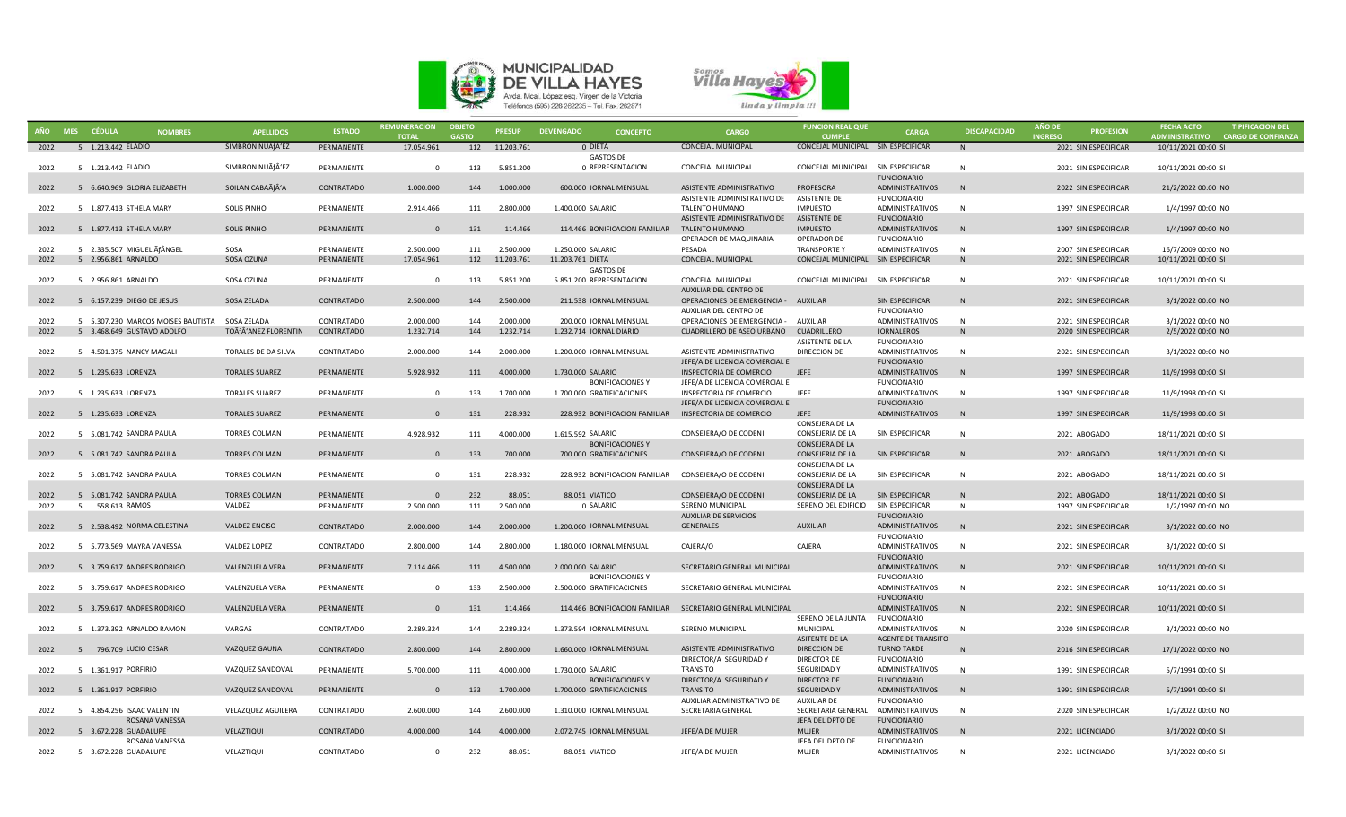| AÑO | MES | CÉDULA | NOMBRES | APELLIDOS | ESTADO | REMUNERACION TOTAL | OBJETO GASTO | PRESUP | DEVENGADO | CONCEPTO | CARGO | FUNCION REAL QUE CUMPLE | CARGA | DISCAPACIDAD | AÑO DE INGRESO | PROFESION | FECHA ACTO ADMINISTRATIVO | TIPIFICACION DEL CARGO DE CONFIANZA |
|---|---|---|---|---|---|---|---|---|---|---|---|---|---|---|---|---|---|---|
| 2022 | 5 | 1.213.442 | ELADIO | SIMBRON NUÃƒÂ'EZ | PERMANENTE | 17.054.961 | 112 | 11.203.761 | 0 | DIETA | CONCEJAL MUNICIPAL | CONCEJAL MUNICIPAL | SIN ESPECIFICAR | N | 2021 | SIN ESPECIFICAR | 10/11/2021 00:00 | SI |
| 2022 | 5 | 1.213.442 | ELADIO | SIMBRON NUÃƒÂ'EZ | PERMANENTE | 0 | 113 | 5.851.200 | 0 | GASTOS DE REPRESENTACION | CONCEJAL MUNICIPAL | CONCEJAL MUNICIPAL | SIN ESPECIFICAR | N | 2021 | SIN ESPECIFICAR | 10/11/2021 00:00 | SI |
| 2022 | 5 | 6.640.969 | GLORIA ELIZABETH | SOILAN CABAÃƒÂ'A | CONTRATADO | 1.000.000 | 144 | 1.000.000 | 600.000 | JORNAL MENSUAL | ASISTENTE ADMINISTRATIVO | PROFESORA | FUNCIONARIO ADMINISTRATIVOS | N | 2022 | SIN ESPECIFICAR | 21/2/2022 00:00 | NO |
| 2022 | 5 | 1.877.413 | STHELA MARY | SOLIS PINHO | PERMANENTE | 2.914.466 | 111 | 2.800.000 | 1.400.000 | SALARIO | ASISTENTE ADMINISTRATIVO DE TALENTO HUMANO | ASISTENTE DE IMPUESTO | FUNCIONARIO ADMINISTRATIVOS | N | 1997 | SIN ESPECIFICAR | 1/4/1997 00:00 | NO |
| 2022 | 5 | 1.877.413 | STHELA MARY | SOLIS PINHO | PERMANENTE | 0 | 131 | 114.466 | 114.466 | BONIFICACION FAMILIAR | ASISTENTE ADMINISTRATIVO DE TALENTO HUMANO | ASISTENTE DE IMPUESTO | FUNCIONARIO ADMINISTRATIVOS | N | 1997 | SIN ESPECIFICAR | 1/4/1997 00:00 | NO |
| 2022 | 5 | 2.335.507 | MIGUEL ÃƒÂNGEL | SOSA | PERMANENTE | 2.500.000 | 111 | 2.500.000 | 1.250.000 | SALARIO | OPERADOR DE MAQUINARIA PESADA | OPERADOR DE TRANSPORTE Y | FUNCIONARIO ADMINISTRATIVOS | N | 2007 | SIN ESPECIFICAR | 16/7/2009 00:00 | NO |
| 2022 | 5 | 2.956.861 | ARNALDO | SOSA OZUNA | PERMANENTE | 17.054.961 | 112 | 11.203.761 | 11.203.761 | DIETA | CONCEJAL MUNICIPAL | CONCEJAL MUNICIPAL | SIN ESPECIFICAR | N | 2021 | SIN ESPECIFICAR | 10/11/2021 00:00 | SI |
| 2022 | 5 | 2.956.861 | ARNALDO | SOSA OZUNA | PERMANENTE | 0 | 113 | 5.851.200 | 5.851.200 | GASTOS DE REPRESENTACION | CONCEJAL MUNICIPAL | CONCEJAL MUNICIPAL | SIN ESPECIFICAR | N | 2021 | SIN ESPECIFICAR | 10/11/2021 00:00 | SI |
| 2022 | 5 | 6.157.239 | DIEGO DE JESUS | SOSA ZELADA | CONTRATADO | 2.500.000 | 144 | 2.500.000 | 211.538 | JORNAL MENSUAL | AUXILIAR DEL CENTRO DE OPERACIONES DE EMERGENCIA - | AUXILIAR | SIN ESPECIFICAR | N | 2021 | SIN ESPECIFICAR | 3/1/2022 00:00 | NO |
| 2022 | 5 | 5.307.230 | MARCOS MOISES BAUTISTA | SOSA ZELADA | CONTRATADO | 2.000.000 | 144 | 2.000.000 | 200.000 | JORNAL MENSUAL | AUXILIAR DEL CENTRO DE OPERACIONES DE EMERGENCIA - | AUXILIAR | FUNCIONARIO ADMINISTRATIVOS | N | 2021 | SIN ESPECIFICAR | 3/1/2022 00:00 | NO |
| 2022 | 5 | 3.468.649 | GUSTAVO ADOLFO | TOÃƒÂ'ANEZ FLORENTIN | CONTRATADO | 1.232.714 | 144 | 1.232.714 | 1.232.714 | JORNAL DIARIO | CUADRILLERO DE ASEO URBANO | CUADRILLERO | JORNALEROS | N | 2020 | SIN ESPECIFICAR | 2/5/2022 00:00 | NO |
| 2022 | 5 | 4.501.375 | NANCY MAGALI | TORALES DE DA SILVA | CONTRATADO | 2.000.000 | 144 | 2.000.000 | 1.200.000 | JORNAL MENSUAL | ASISTENTE ADMINISTRATIVO | ASISTENTE DE LA DIRECCION DE | FUNCIONARIO ADMINISTRATIVOS | N | 2021 | SIN ESPECIFICAR | 3/1/2022 00:00 | NO |
| 2022 | 5 | 1.235.633 | LORENZA | TORALES SUAREZ | PERMANENTE | 5.928.932 | 111 | 4.000.000 | 1.730.000 | SALARIO | JEFE/A DE LICENCIA COMERCIAL E INSPECTORIA DE COMERCIO | JEFE | FUNCIONARIO ADMINISTRATIVOS | N | 1997 | SIN ESPECIFICAR | 11/9/1998 00:00 | SI |
| 2022 | 5 | 1.235.633 | LORENZA | TORALES SUAREZ | PERMANENTE | 0 | 133 | 1.700.000 | 1.700.000 | BONIFICACIONES Y GRATIFICACIONES | JEFE/A DE LICENCIA COMERCIAL E INSPECTORIA DE COMERCIO | JEFE | FUNCIONARIO ADMINISTRATIVOS | N | 1997 | SIN ESPECIFICAR | 11/9/1998 00:00 | SI |
| 2022 | 5 | 1.235.633 | LORENZA | TORALES SUAREZ | PERMANENTE | 0 | 131 | 228.932 | 228.932 | BONIFICACION FAMILIAR | JEFE/A DE LICENCIA COMERCIAL E INSPECTORIA DE COMERCIO | JEFE | FUNCIONARIO ADMINISTRATIVOS | N | 1997 | SIN ESPECIFICAR | 11/9/1998 00:00 | SI |
| 2022 | 5 | 5.081.742 | SANDRA PAULA | TORRES COLMAN | PERMANENTE | 4.928.932 | 111 | 4.000.000 | 1.615.592 | SALARIO | CONSEJERA/O DE CODENI | CONSEJERA DE LA CONSEJERIA DE LA | SIN ESPECIFICAR | N | 2021 | ABOGADO | 18/11/2021 00:00 | SI |
| 2022 | 5 | 5.081.742 | SANDRA PAULA | TORRES COLMAN | PERMANENTE | 0 | 133 | 700.000 | 700.000 | BONIFICACIONES Y GRATIFICACIONES | CONSEJERA/O DE CODENI | CONSEJERA DE LA CONSEJERIA DE LA | SIN ESPECIFICAR | N | 2021 | ABOGADO | 18/11/2021 00:00 | SI |
| 2022 | 5 | 5.081.742 | SANDRA PAULA | TORRES COLMAN | PERMANENTE | 0 | 131 | 228.932 | 228.932 | BONIFICACION FAMILIAR | CONSEJERA/O DE CODENI | CONSEJERA DE LA CONSEJERIA DE LA | SIN ESPECIFICAR | N | 2021 | ABOGADO | 18/11/2021 00:00 | SI |
| 2022 | 5 | 5.081.742 | SANDRA PAULA | TORRES COLMAN | PERMANENTE | 0 | 232 | 88.051 | 88.051 | VIATICO | CONSEJERA/O DE CODENI | CONSEJERA DE LA CONSEJERIA DE LA | SIN ESPECIFICAR | N | 2021 | ABOGADO | 18/11/2021 00:00 | SI |
| 2022 | 5 | 558.613 | RAMOS | VALDEZ | PERMANENTE | 2.500.000 | 111 | 2.500.000 | 0 | SALARIO | SERENO MUNICIPAL | SERENO DEL EDIFICIO | SIN ESPECIFICAR | N | 1997 | SIN ESPECIFICAR | 1/2/1997 00:00 | NO |
| 2022 | 5 | 2.538.492 | NORMA CELESTINA | VALDEZ ENCISO | CONTRATADO | 2.000.000 | 144 | 2.000.000 | 1.200.000 | JORNAL MENSUAL | AUXILIAR DE SERVICIOS GENERALES | AUXILIAR | FUNCIONARIO ADMINISTRATIVOS | N | 2021 | SIN ESPECIFICAR | 3/1/2022 00:00 | NO |
| 2022 | 5 | 5.773.569 | MAYRA VANESSA | VALDEZ LOPEZ | CONTRATADO | 2.800.000 | 144 | 2.800.000 | 1.180.000 | JORNAL MENSUAL | CAJERA/O | CAJERA | FUNCIONARIO ADMINISTRATIVOS | N | 2021 | SIN ESPECIFICAR | 3/1/2022 00:00 | SI |
| 2022 | 5 | 3.759.617 | ANDRES RODRIGO | VALENZUELA VERA | PERMANENTE | 7.114.466 | 111 | 4.500.000 | 2.000.000 | SALARIO | SECRETARIO GENERAL MUNICIPAL | | FUNCIONARIO ADMINISTRATIVOS | N | 2021 | SIN ESPECIFICAR | 10/11/2021 00:00 | SI |
| 2022 | 5 | 3.759.617 | ANDRES RODRIGO | VALENZUELA VERA | PERMANENTE | 0 | 133 | 2.500.000 | 2.500.000 | BONIFICACIONES Y GRATIFICACIONES | SECRETARIO GENERAL MUNICIPAL | | FUNCIONARIO ADMINISTRATIVOS | N | 2021 | SIN ESPECIFICAR | 10/11/2021 00:00 | SI |
| 2022 | 5 | 3.759.617 | ANDRES RODRIGO | VALENZUELA VERA | PERMANENTE | 0 | 131 | 114.466 | 114.466 | BONIFICACION FAMILIAR | SECRETARIO GENERAL MUNICIPAL | | FUNCIONARIO ADMINISTRATIVOS | N | 2021 | SIN ESPECIFICAR | 10/11/2021 00:00 | SI |
| 2022 | 5 | 1.373.392 | ARNALDO RAMON | VARGAS | CONTRATADO | 2.289.324 | 144 | 2.289.324 | 1.373.594 | JORNAL MENSUAL | SERENO MUNICIPAL | SERENO DE LA JUNTA MUNICIPAL | FUNCIONARIO ADMINISTRATIVOS | N | 2020 | SIN ESPECIFICAR | 3/1/2022 00:00 | NO |
| 2022 | 5 | 796.709 | LUCIO CESAR | VAZQUEZ GAUNA | CONTRATADO | 2.800.000 | 144 | 2.800.000 | 1.660.000 | JORNAL MENSUAL | ASISTENTE ADMINISTRATIVO | ASITENTE DE LA DIRECCION DE | AGENTE DE TRANSITO TURNO TARDE | N | 2016 | SIN ESPECIFICAR | 17/1/2022 00:00 | NO |
| 2022 | 5 | 1.361.917 | PORFIRIO | VAZQUEZ SANDOVAL | PERMANENTE | 5.700.000 | 111 | 4.000.000 | 1.730.000 | SALARIO | DIRECTOR/A SEGURIDAD Y TRANSITO | DIRECTOR DE SEGURIDAD Y | FUNCIONARIO ADMINISTRATIVOS | N | 1991 | SIN ESPECIFICAR | 5/7/1994 00:00 | SI |
| 2022 | 5 | 1.361.917 | PORFIRIO | VAZQUEZ SANDOVAL | PERMANENTE | 0 | 133 | 1.700.000 | 1.700.000 | BONIFICACIONES Y GRATIFICACIONES | DIRECTOR/A SEGURIDAD Y TRANSITO | DIRECTOR DE SEGURIDAD Y | FUNCIONARIO ADMINISTRATIVOS | N | 1991 | SIN ESPECIFICAR | 5/7/1994 00:00 | SI |
| 2022 | 5 | 4.854.256 | ISAAC VALENTIN | VELAZQUEZ AGUILERA | CONTRATADO | 2.600.000 | 144 | 2.600.000 | 1.310.000 | JORNAL MENSUAL | AUXILIAR ADMINISTRATIVO DE SECRETARIA GENERAL | AUXILIAR DE SECRETARIA GENERAL | FUNCIONARIO ADMINISTRATIVOS | N | 2020 | SIN ESPECIFICAR | 1/2/2022 00:00 | NO |
| 2022 | 5 | 3.672.228 | ROSANA VANESSA GUADALUPE | VELAZTIQUI | CONTRATADO | 4.000.000 | 144 | 4.000.000 | 2.072.745 | JORNAL MENSUAL | JEFE/A DE MUJER | JEFA DEL DPTO DE MUJER | FUNCIONARIO ADMINISTRATIVOS | N | 2021 | LICENCIADO | 3/1/2022 00:00 | SI |
| 2022 | 5 | 3.672.228 | ROSANA VANESSA GUADALUPE | VELAZTIQUI | CONTRATADO | 0 | 232 | 88.051 | 88.051 | VIATICO | JEFE/A DE MUJER | JEFA DEL DPTO DE MUJER | FUNCIONARIO ADMINISTRATIVOS | N | 2021 | LICENCIADO | 3/1/2022 00:00 | SI |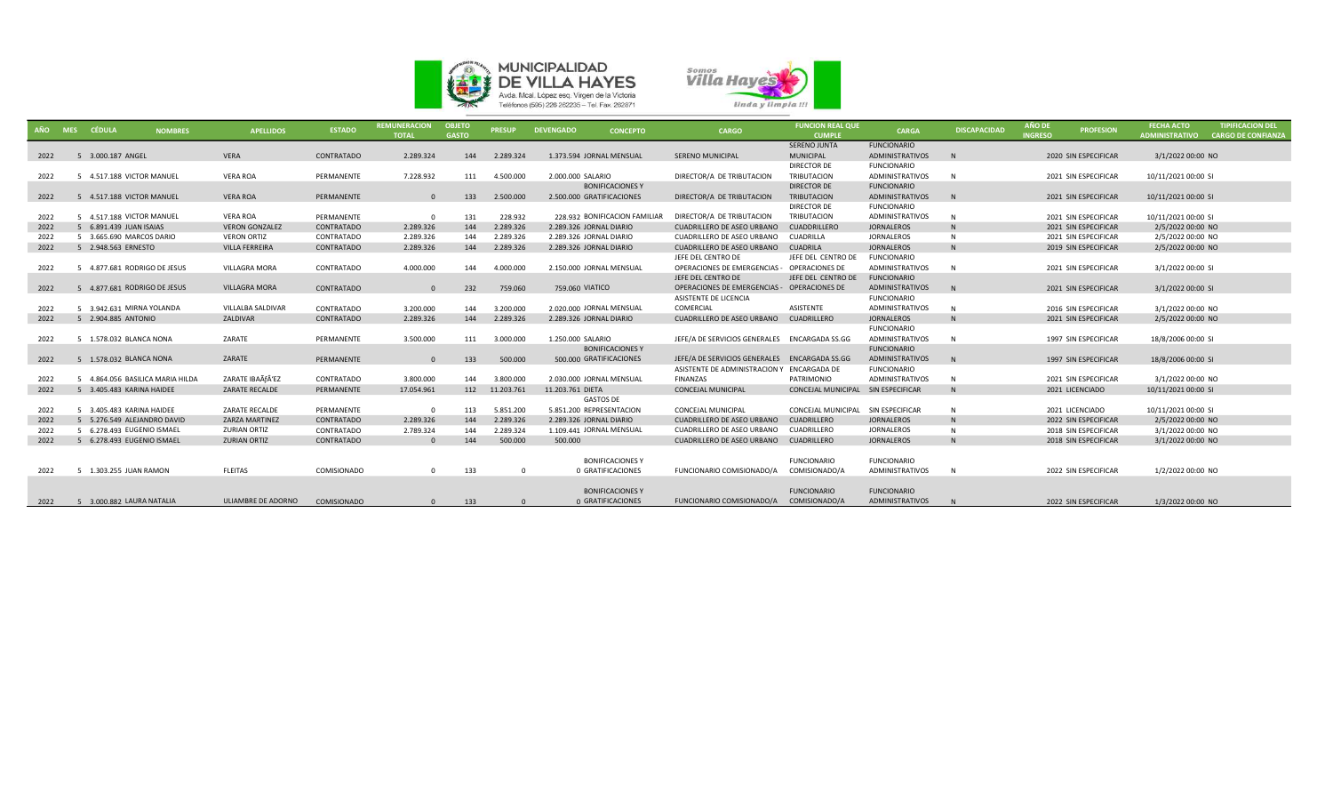MUNICIPALIDAD DE VILLA HAYES

Avda. Mcal. López esq. Virgen de la Victoria

Teléfonos (595) 226 262235 – Tel. Fax. 262871

Somos Villa Hayes

linda y limpia !!!

| AÑO | MES | CÉDULA | NOMBRES | APELLIDOS | ESTADO | REMUNERACION TOTAL | OBJETO GASTO | PRESUP | DEVENGADO | CONCEPTO | CARGO | FUNCION REAL QUE CUMPLE | CARGA | DISCAPACIDAD | AÑO DE INGRESO | PROFESION | FECHA ACTO ADMINISTRATIVO | TIPIFICACION DEL CARGO DE CONFIANZA |
|---|---|---|---|---|---|---|---|---|---|---|---|---|---|---|---|---|---|---|
| 2022 | 5 | 3.000.187 | ANGEL | VERA | CONTRATADO | 2.289.324 | 144 | 2.289.324 | 1.373.594 | JORNAL MENSUAL | SERENO MUNICIPAL | SERENO JUNTA MUNICIPAL | FUNCIONARIO ADMINISTRATIVOS | N | 2020 | SIN ESPECIFICAR | 3/1/2022 00:00 | NO |
| 2022 | 5 | 4.517.188 | VICTOR MANUEL | VERA ROA | PERMANENTE | 7.228.932 | 111 | 4.500.000 | 2.000.000 | SALARIO | DIRECTOR/A DE TRIBUTACION | DIRECTOR DE TRIBUTACION | FUNCIONARIO ADMINISTRATIVOS | N | 2021 | SIN ESPECIFICAR | 10/11/2021 00:00 | SI |
| 2022 | 5 | 4.517.188 | VICTOR MANUEL | VERA ROA | PERMANENTE | 0 | 133 | 2.500.000 | 2.500.000 | BONIFICACIONES Y GRATIFICACIONES | DIRECTOR/A DE TRIBUTACION | DIRECTOR DE TRIBUTACION | FUNCIONARIO ADMINISTRATIVOS | N | 2021 | SIN ESPECIFICAR | 10/11/2021 00:00 | SI |
| 2022 | 5 | 4.517.188 | VICTOR MANUEL | VERA ROA | PERMANENTE | 0 | 131 | 228.932 | 228.932 | BONIFICACION FAMILIAR | DIRECTOR/A DE TRIBUTACION | DIRECTOR DE TRIBUTACION | FUNCIONARIO ADMINISTRATIVOS | N | 2021 | SIN ESPECIFICAR | 10/11/2021 00:00 | SI |
| 2022 | 5 | 6.891.439 | JUAN ISAIAS | VERON GONZALEZ | CONTRATADO | 2.289.326 | 144 | 2.289.326 | 2.289.326 | JORNAL DIARIO | CUADRILLERO DE ASEO URBANO | CUADRILLERO | JORNALEROS | N | 2021 | SIN ESPECIFICAR | 2/5/2022 00:00 | NO |
| 2022 | 5 | 3.665.690 | MARCOS DARIO | VERON ORTIZ | CONTRATADO | 2.289.326 | 144 | 2.289.326 | 2.289.326 | JORNAL DIARIO | CUADRILLERO DE ASEO URBANO | CUADRILLA | JORNALEROS | N | 2021 | SIN ESPECIFICAR | 2/5/2022 00:00 | NO |
| 2022 | 5 | 2.948.563 | ERNESTO | VILLA FERREIRA | CONTRATADO | 2.289.326 | 144 | 2.289.326 | 2.289.326 | JORNAL DIARIO | CUADRILLERO DE ASEO URBANO | CUADRILA | JORNALEROS | N | 2019 | SIN ESPECIFICAR | 2/5/2022 00:00 | NO |
| 2022 | 5 | 4.877.681 | RODRIGO DE JESUS | VILLAGRA MORA | CONTRATADO | 4.000.000 | 144 | 4.000.000 | 2.150.000 | JORNAL MENSUAL | JEFE DEL CENTRO DE OPERACIONES DE EMERGENCIAS - | JEFE DEL CENTRO DE OPERACIONES DE | FUNCIONARIO ADMINISTRATIVOS | N | 2021 | SIN ESPECIFICAR | 3/1/2022 00:00 | SI |
| 2022 | 5 | 4.877.681 | RODRIGO DE JESUS | VILLAGRA MORA | CONTRATADO | 0 | 232 | 759.060 | 759.060 | VIATICO | JEFE DEL CENTRO DE OPERACIONES DE EMERGENCIAS - | JEFE DEL CENTRO DE OPERACIONES DE | FUNCIONARIO ADMINISTRATIVOS | N | 2021 | SIN ESPECIFICAR | 3/1/2022 00:00 | SI |
| 2022 | 5 | 3.942.631 | MIRNA YOLANDA | VILLALBA SALDIVAR | CONTRATADO | 3.200.000 | 144 | 3.200.000 | 2.020.000 | JORNAL MENSUAL | ASISTENTE DE LICENCIA COMERCIAL | ASISTENTE | FUNCIONARIO ADMINISTRATIVOS | N | 2016 | SIN ESPECIFICAR | 3/1/2022 00:00 | NO |
| 2022 | 5 | 2.904.885 | ANTONIO | ZALDIVAR | CONTRATADO | 2.289.326 | 144 | 2.289.326 | 2.289.326 | JORNAL DIARIO | CUADRILLERO DE ASEO URBANO | CUADRILLERO | JORNALEROS | N | 2021 | SIN ESPECIFICAR | 2/5/2022 00:00 | NO |
| 2022 | 5 | 1.578.032 | BLANCA NONA | ZARATE | PERMANENTE | 3.500.000 | 111 | 3.000.000 | 1.250.000 | SALARIO | JEFE/A DE SERVICIOS GENERALES | ENCARGADA SS.GG | FUNCIONARIO ADMINISTRATIVOS | N | 1997 | SIN ESPECIFICAR | 18/8/2006 00:00 | SI |
| 2022 | 5 | 1.578.032 | BLANCA NONA | ZARATE | PERMANENTE | 0 | 133 | 500.000 | 500.000 | BONIFICACIONES Y GRATIFICACIONES | JEFE/A DE SERVICIOS GENERALES | ENCARGADA SS.GG | FUNCIONARIO ADMINISTRATIVOS | N | 1997 | SIN ESPECIFICAR | 18/8/2006 00:00 | SI |
| 2022 | 5 | 4.864.056 | BASILICA MARIA HILDA | ZARATE IBAÃƒÂ'EZ | CONTRATADO | 3.800.000 | 144 | 3.800.000 | 2.030.000 | JORNAL MENSUAL | ASISTENTE DE ADMINISTRACION Y FINANZAS | ENCARGADA DE PATRIMONIO | FUNCIONARIO ADMINISTRATIVOS | N | 2021 | SIN ESPECIFICAR | 3/1/2022 00:00 | NO |
| 2022 | 5 | 3.405.483 | KARINA HAIDEE | ZARATE RECALDE | PERMANENTE | 17.054.961 | 112 | 11.203.761 | 11.203.761 | DIETA | CONCEJAL MUNICIPAL | CONCEJAL MUNICIPAL | SIN ESPECIFICAR | N | 2021 | LICENCIADO | 10/11/2021 00:00 | SI |
| 2022 | 5 | 3.405.483 | KARINA HAIDEE | ZARATE RECALDE | PERMANENTE | 0 | 113 | 5.851.200 | 5.851.200 | GASTOS DE REPRESENTACION | CONCEJAL MUNICIPAL | CONCEJAL MUNICIPAL | SIN ESPECIFICAR | N | 2021 | LICENCIADO | 10/11/2021 00:00 | SI |
| 2022 | 5 | 5.276.549 | ALEJANDRO DAVID | ZARZA MARTINEZ | CONTRATADO | 2.289.326 | 144 | 2.289.326 | 2.289.326 | JORNAL DIARIO | CUADRILLERO DE ASEO URBANO | CUADRILLERO | JORNALEROS | N | 2022 | SIN ESPECIFICAR | 2/5/2022 00:00 | NO |
| 2022 | 5 | 6.278.493 | EUGENIO ISMAEL | ZURIAN ORTIZ | CONTRATADO | 2.789.324 | 144 | 2.289.324 | 1.109.441 | JORNAL MENSUAL | CUADRILLERO DE ASEO URBANO | CUADRILLERO | JORNALEROS | N | 2018 | SIN ESPECIFICAR | 3/1/2022 00:00 | NO |
| 2022 | 5 | 6.278.493 | EUGENIO ISMAEL | ZURIAN ORTIZ | CONTRATADO | 0 | 144 | 500.000 | 500.000 | | CUADRILLERO DE ASEO URBANO | CUADRILLERO | JORNALEROS | N | 2018 | SIN ESPECIFICAR | 3/1/2022 00:00 | NO |
| 2022 | 5 | 1.303.255 | JUAN RAMON | FLEITAS | COMISIONADO | 0 | 133 | 0 | 0 | BONIFICACIONES Y GRATIFICACIONES | FUNCIONARIO COMISIONADO/A | FUNCIONARIO COMISIONADO/A | FUNCIONARIO ADMINISTRATIVOS | N | 2022 | SIN ESPECIFICAR | 1/2/2022 00:00 | NO |
| 2022 | 5 | 3.000.882 | LAURA NATALIA | ULIAMBRE DE ADORNO | COMISIONADO | 0 | 133 | 0 | 0 | BONIFICACIONES Y GRATIFICACIONES | FUNCIONARIO COMISIONADO/A | FUNCIONARIO COMISIONADO/A | FUNCIONARIO ADMINISTRATIVOS | N | 2022 | SIN ESPECIFICAR | 1/3/2022 00:00 | NO |